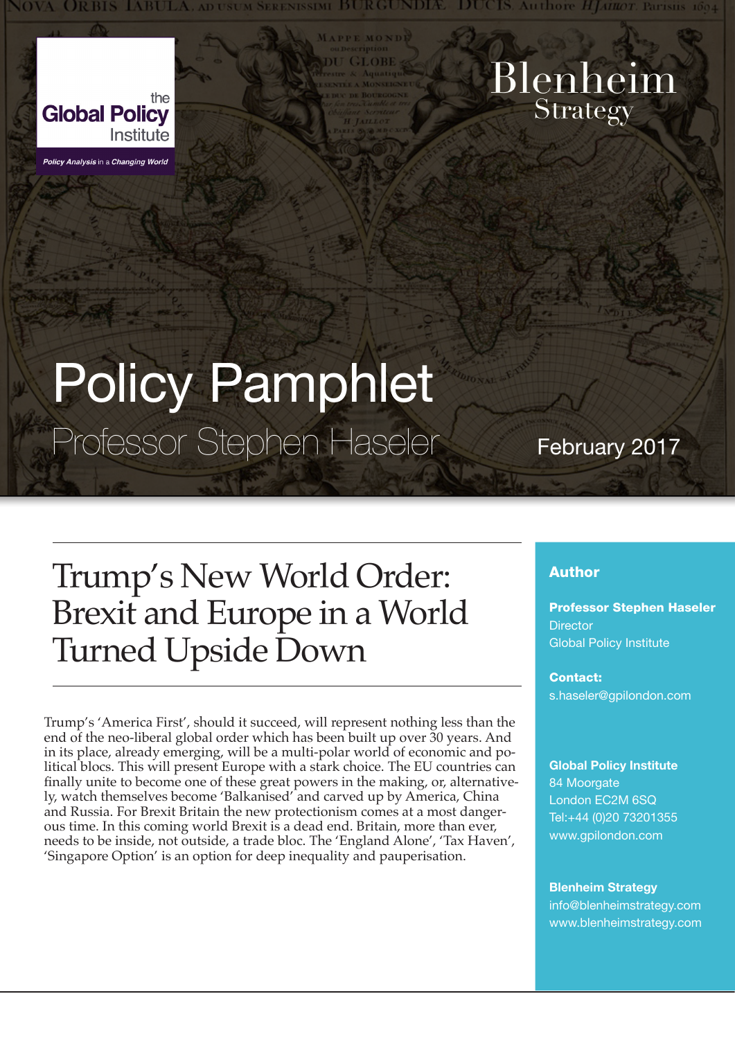the **Global Policy** Institute

*Policy Analysis in a Changing World*

Blenheim Strategy

# Policy Pamphlet

Professor Stephen Haseler

February 2017

## Trump's New World Order: Brexit and Europe in a World Turned Upside Down

Trump's 'America First', should it succeed, will represent nothing less than the end of the neo-liberal global order which has been built up over 30 years. And in its place, already emerging, will be a multi-polar world of economic and political blocs. This will present Europe with a stark choice. The EU countries can finally unite to become one of these great powers in the making, or, alternatively, watch themselves become 'Balkanised' and carved up by America, China and Russia. For Brexit Britain the new protectionism comes at a most dangerous time. In this coming world Brexit is a dead end. Britain, more than ever, needs to be inside, not outside, a trade bloc. The 'England Alone', 'Tax Haven', 'Singapore Option' is an option for deep inequality and pauperisation.

**Author**

**Professor Stephen Haseler**
Director
Global Policy Institute

**Contact:**
s.haseler@gpilondon.com

**Global Policy Institute**
84 Moorgate
London EC2M 6SQ
Tel:+44 (0)20 73201355
www.gpilondon.com

**Blenheim Strategy**
info@blenheimstrategy.com
www.blenheimstrategy.com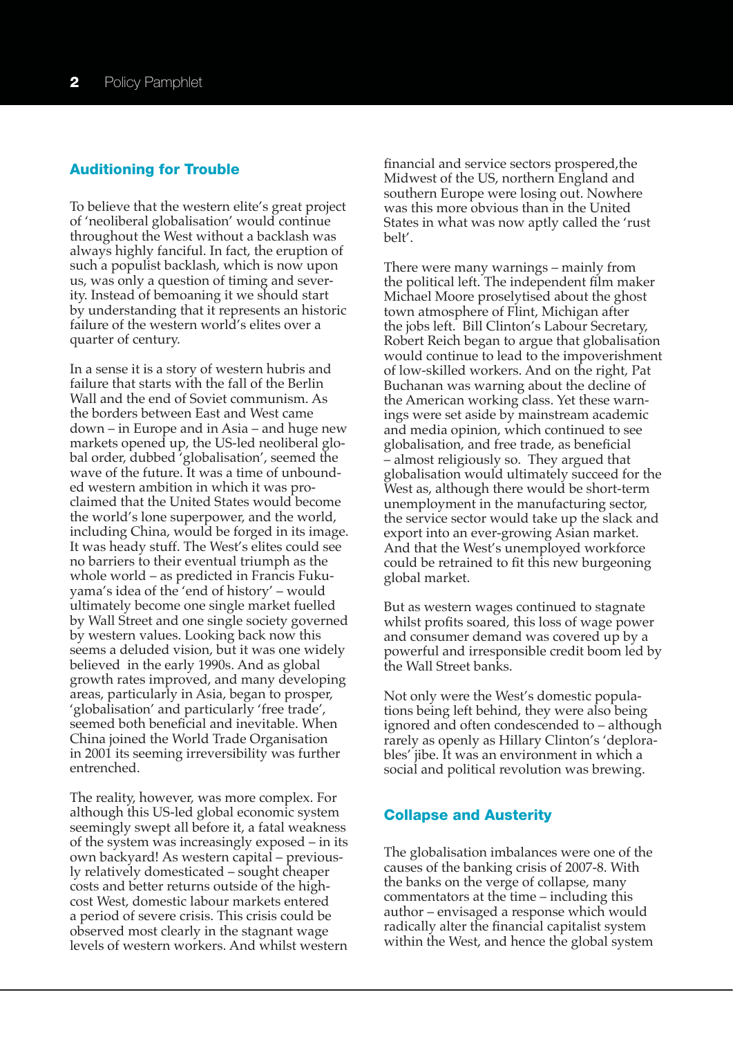## Auditioning for Trouble

To believe that the western elite's great project of 'neoliberal globalisation' would continue throughout the West without a backlash was always highly fanciful. In fact, the eruption of such a populist backlash, which is now upon us, was only a question of timing and severity. Instead of bemoaning it we should start by understanding that it represents an historic failure of the western world's elites over a quarter of century.

In a sense it is a story of western hubris and failure that starts with the fall of the Berlin Wall and the end of Soviet communism. As the borders between East and West came down – in Europe and in Asia – and huge new markets opened up, the US-led neoliberal global order, dubbed 'globalisation', seemed the wave of the future. It was a time of unbounded western ambition in which it was proclaimed that the United States would become the world's lone superpower, and the world, including China, would be forged in its image. It was heady stuff. The West's elites could see no barriers to their eventual triumph as the whole world – as predicted in Francis Fukuyama's idea of the 'end of history' – would ultimately become one single market fuelled by Wall Street and one single society governed by western values. Looking back now this seems a deluded vision, but it was one widely believed in the early 1990s. And as global growth rates improved, and many developing areas, particularly in Asia, began to prosper, 'globalisation' and particularly 'free trade', seemed both beneficial and inevitable. When China joined the World Trade Organisation in 2001 its seeming irreversibility was further entrenched.

The reality, however, was more complex. For although this US-led global economic system seemingly swept all before it, a fatal weakness of the system was increasingly exposed – in its own backyard! As western capital – previously relatively domesticated – sought cheaper costs and better returns outside of the high-cost West, domestic labour markets entered a period of severe crisis. This crisis could be observed most clearly in the stagnant wage levels of western workers. And whilst western financial and service sectors prospered,the Midwest of the US, northern England and southern Europe were losing out. Nowhere was this more obvious than in the United States in what was now aptly called the 'rust belt'.

There were many warnings – mainly from the political left. The independent film maker Michael Moore proselytised about the ghost town atmosphere of Flint, Michigan after the jobs left. Bill Clinton's Labour Secretary, Robert Reich began to argue that globalisation would continue to lead to the impoverishment of low-skilled workers. And on the right, Pat Buchanan was warning about the decline of the American working class. Yet these warnings were set aside by mainstream academic and media opinion, which continued to see globalisation, and free trade, as beneficial – almost religiously so. They argued that globalisation would ultimately succeed for the West as, although there would be short-term unemployment in the manufacturing sector, the service sector would take up the slack and export into an ever-growing Asian market. And that the West's unemployed workforce could be retrained to fit this new burgeoning global market.

But as western wages continued to stagnate whilst profits soared, this loss of wage power and consumer demand was covered up by a powerful and irresponsible credit boom led by the Wall Street banks.

Not only were the West's domestic populations being left behind, they were also being ignored and often condescended to – although rarely as openly as Hillary Clinton's 'deplorables' jibe. It was an environment in which a social and political revolution was brewing.

## Collapse and Austerity

The globalisation imbalances were one of the causes of the banking crisis of 2007-8. With the banks on the verge of collapse, many commentators at the time – including this author – envisaged a response which would radically alter the financial capitalist system within the West, and hence the global system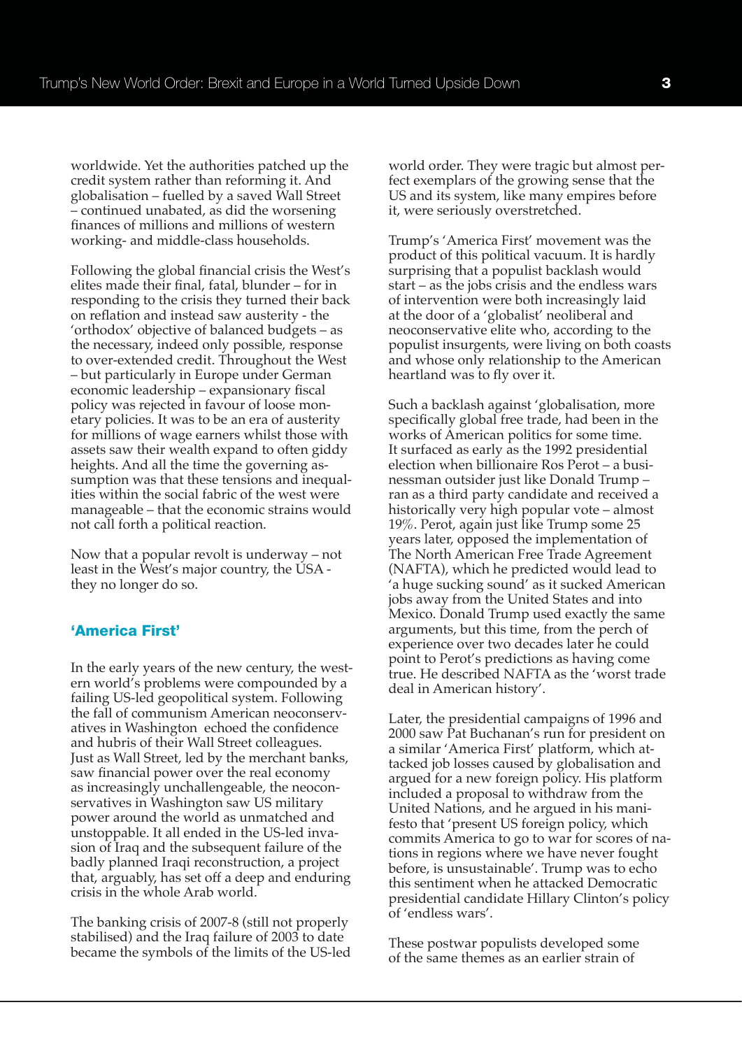worldwide. Yet the authorities patched up the credit system rather than reforming it. And globalisation – fuelled by a saved Wall Street – continued unabated, as did the worsening finances of millions and millions of western working- and middle-class households.

Following the global financial crisis the West's elites made their final, fatal, blunder – for in responding to the crisis they turned their back on reflation and instead saw austerity - the 'orthodox' objective of balanced budgets – as the necessary, indeed only possible, response to over-extended credit. Throughout the West – but particularly in Europe under German economic leadership – expansionary fiscal policy was rejected in favour of loose monetary policies. It was to be an era of austerity for millions of wage earners whilst those with assets saw their wealth expand to often giddy heights. And all the time the governing assumption was that these tensions and inequalities within the social fabric of the west were manageable – that the economic strains would not call forth a political reaction.

Now that a popular revolt is underway – not least in the West's major country, the USA - they no longer do so.

## 'America First'

In the early years of the new century, the western world's problems were compounded by a failing US-led geopolitical system. Following the fall of communism American neoconservatives in Washington echoed the confidence and hubris of their Wall Street colleagues. Just as Wall Street, led by the merchant banks, saw financial power over the real economy as increasingly unchallengeable, the neoconservatives in Washington saw US military power around the world as unmatched and unstoppable. It all ended in the US-led invasion of Iraq and the subsequent failure of the badly planned Iraqi reconstruction, a project that, arguably, has set off a deep and enduring crisis in the whole Arab world.

The banking crisis of 2007-8 (still not properly stabilised) and the Iraq failure of 2003 to date became the symbols of the limits of the US-led world order. They were tragic but almost perfect exemplars of the growing sense that the US and its system, like many empires before it, were seriously overstretched.

Trump's 'America First' movement was the product of this political vacuum. It is hardly surprising that a populist backlash would start – as the jobs crisis and the endless wars of intervention were both increasingly laid at the door of a 'globalist' neoliberal and neoconservative elite who, according to the populist insurgents, were living on both coasts and whose only relationship to the American heartland was to fly over it.

Such a backlash against 'globalisation, more specifically global free trade, had been in the works of American politics for some time. It surfaced as early as the 1992 presidential election when billionaire Ros Perot – a businessman outsider just like Donald Trump – ran as a third party candidate and received a historically very high popular vote – almost 19%. Perot, again just like Trump some 25 years later, opposed the implementation of The North American Free Trade Agreement (NAFTA), which he predicted would lead to 'a huge sucking sound' as it sucked American jobs away from the United States and into Mexico. Donald Trump used exactly the same arguments, but this time, from the perch of experience over two decades later he could point to Perot's predictions as having come true. He described NAFTA as the 'worst trade deal in American history'.

Later, the presidential campaigns of 1996 and 2000 saw Pat Buchanan's run for president on a similar 'America First' platform, which attacked job losses caused by globalisation and argued for a new foreign policy. His platform included a proposal to withdraw from the United Nations, and he argued in his manifesto that 'present US foreign policy, which commits America to go to war for scores of nations in regions where we have never fought before, is unsustainable'. Trump was to echo this sentiment when he attacked Democratic presidential candidate Hillary Clinton's policy of 'endless wars'.

These postwar populists developed some of the same themes as an earlier strain of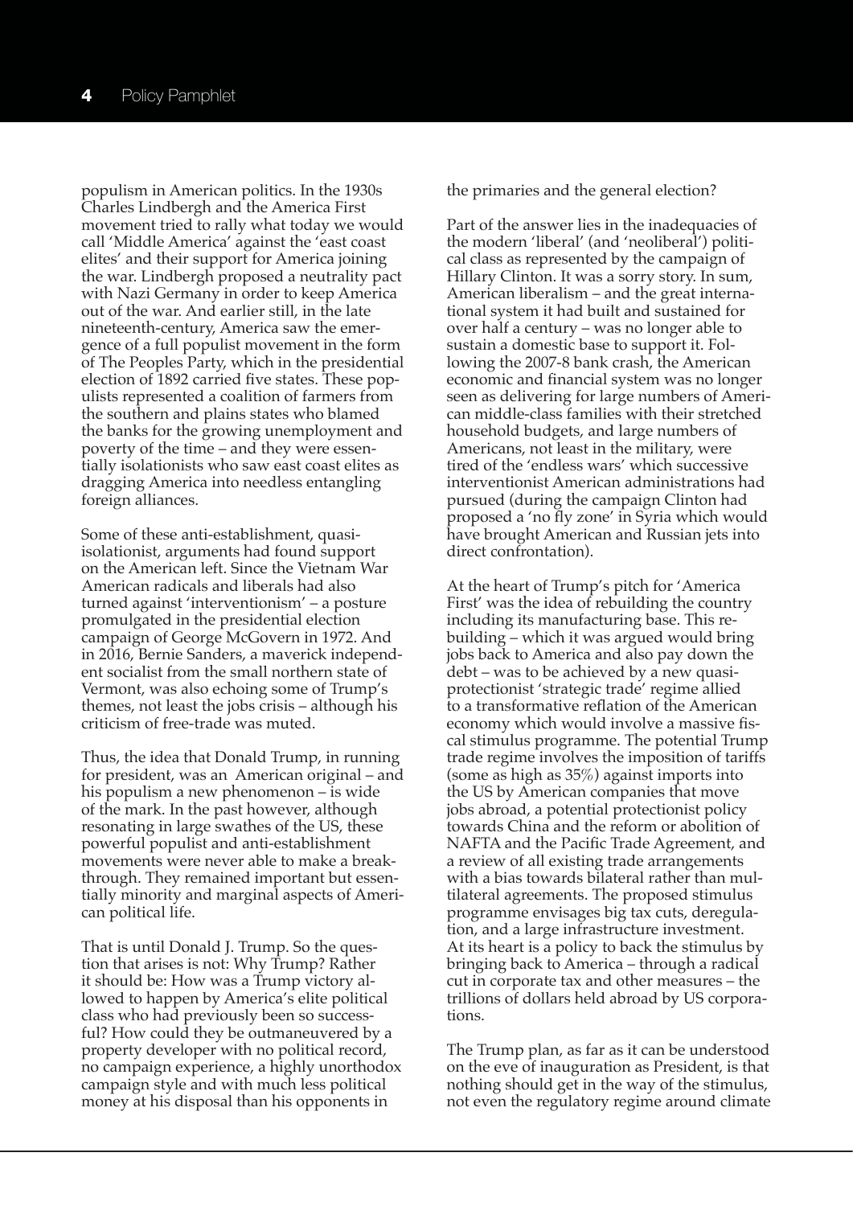populism in American politics. In the 1930s Charles Lindbergh and the America First movement tried to rally what today we would call 'Middle America' against the 'east coast elites' and their support for America joining the war. Lindbergh proposed a neutrality pact with Nazi Germany in order to keep America out of the war. And earlier still, in the late nineteenth-century, America saw the emergence of a full populist movement in the form of The Peoples Party, which in the presidential election of 1892 carried five states. These populists represented a coalition of farmers from the southern and plains states who blamed the banks for the growing unemployment and poverty of the time – and they were essentially isolationists who saw east coast elites as dragging America into needless entangling foreign alliances.

Some of these anti-establishment, quasi-isolationist, arguments had found support on the American left. Since the Vietnam War American radicals and liberals had also turned against 'interventionism' – a posture promulgated in the presidential election campaign of George McGovern in 1972. And in 2016, Bernie Sanders, a maverick independent socialist from the small northern state of Vermont, was also echoing some of Trump's themes, not least the jobs crisis – although his criticism of free-trade was muted.

Thus, the idea that Donald Trump, in running for president, was an American original – and his populism a new phenomenon – is wide of the mark. In the past however, although resonating in large swathes of the US, these powerful populist and anti-establishment movements were never able to make a breakthrough. They remained important but essentially minority and marginal aspects of American political life.

That is until Donald J. Trump. So the question that arises is not: Why Trump? Rather it should be: How was a Trump victory allowed to happen by America's elite political class who had previously been so successful? How could they be outmaneuvered by a property developer with no political record, no campaign experience, a highly unorthodox campaign style and with much less political money at his disposal than his opponents in the primaries and the general election?

Part of the answer lies in the inadequacies of the modern 'liberal' (and 'neoliberal') political class as represented by the campaign of Hillary Clinton. It was a sorry story. In sum, American liberalism – and the great international system it had built and sustained for over half a century – was no longer able to sustain a domestic base to support it. Following the 2007-8 bank crash, the American economic and financial system was no longer seen as delivering for large numbers of American middle-class families with their stretched household budgets, and large numbers of Americans, not least in the military, were tired of the 'endless wars' which successive interventionist American administrations had pursued (during the campaign Clinton had proposed a 'no fly zone' in Syria which would have brought American and Russian jets into direct confrontation).

At the heart of Trump's pitch for 'America First' was the idea of rebuilding the country including its manufacturing base. This rebuilding – which it was argued would bring jobs back to America and also pay down the debt – was to be achieved by a new quasi-protectionist 'strategic trade' regime allied to a transformative reflation of the American economy which would involve a massive fiscal stimulus programme. The potential Trump trade regime involves the imposition of tariffs (some as high as 35%) against imports into the US by American companies that move jobs abroad, a potential protectionist policy towards China and the reform or abolition of NAFTA and the Pacific Trade Agreement, and a review of all existing trade arrangements with a bias towards bilateral rather than multilateral agreements. The proposed stimulus programme envisages big tax cuts, deregulation, and a large infrastructure investment. At its heart is a policy to back the stimulus by bringing back to America – through a radical cut in corporate tax and other measures – the trillions of dollars held abroad by US corporations.

The Trump plan, as far as it can be understood on the eve of inauguration as President, is that nothing should get in the way of the stimulus, not even the regulatory regime around climate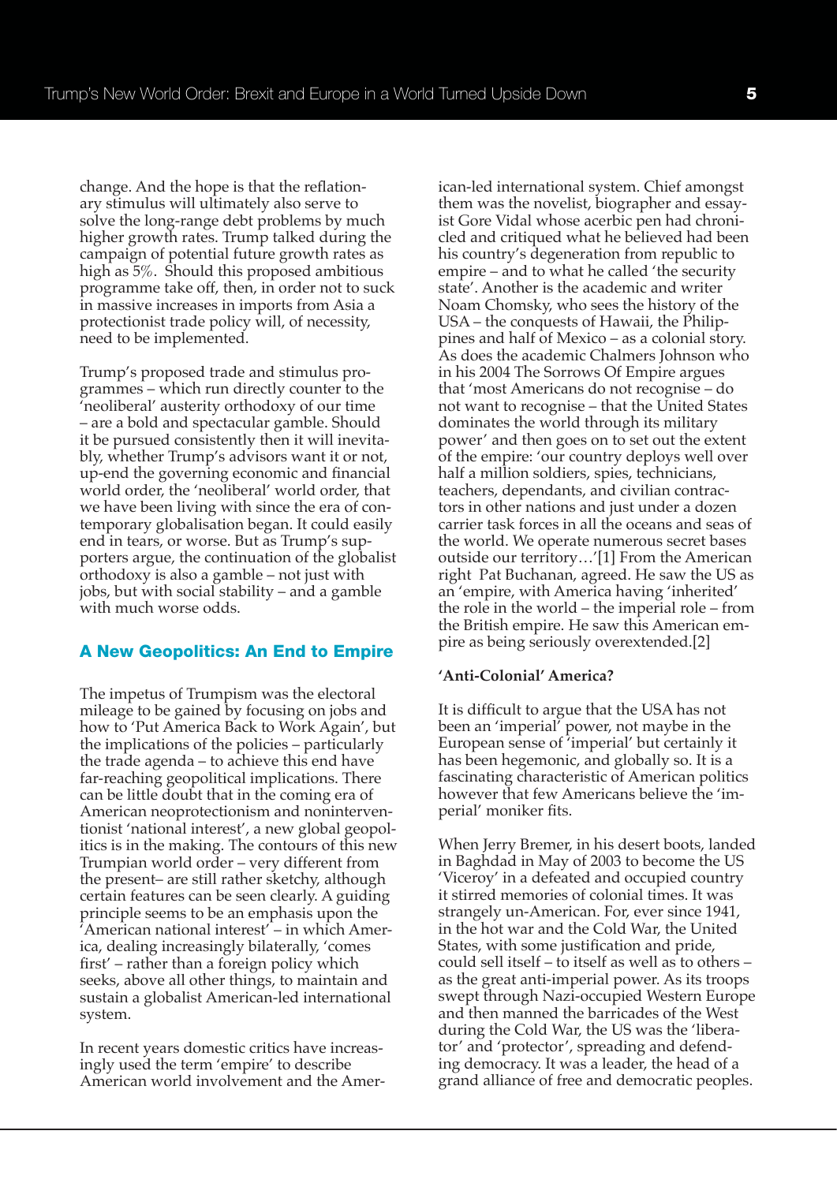change. And the hope is that the reflationary stimulus will ultimately also serve to solve the long-range debt problems by much higher growth rates. Trump talked during the campaign of potential future growth rates as high as 5%. Should this proposed ambitious programme take off, then, in order not to suck in massive increases in imports from Asia a protectionist trade policy will, of necessity, need to be implemented.

Trump's proposed trade and stimulus programmes – which run directly counter to the 'neoliberal' austerity orthodoxy of our time – are a bold and spectacular gamble. Should it be pursued consistently then it will inevitably, whether Trump's advisors want it or not, up-end the governing economic and financial world order, the 'neoliberal' world order, that we have been living with since the era of contemporary globalisation began. It could easily end in tears, or worse. But as Trump's supporters argue, the continuation of the globalist orthodoxy is also a gamble – not just with jobs, but with social stability – and a gamble with much worse odds.

## A New Geopolitics: An End to Empire

The impetus of Trumpism was the electoral mileage to be gained by focusing on jobs and how to 'Put America Back to Work Again', but the implications of the policies – particularly the trade agenda – to achieve this end have far-reaching geopolitical implications. There can be little doubt that in the coming era of American neoprotectionism and noninterventionist 'national interest', a new global geopolitics is in the making. The contours of this new Trumpian world order – very different from the present– are still rather sketchy, although certain features can be seen clearly. A guiding principle seems to be an emphasis upon the 'American national interest' – in which America, dealing increasingly bilaterally, 'comes first' – rather than a foreign policy which seeks, above all other things, to maintain and sustain a globalist American-led international system.

In recent years domestic critics have increasingly used the term 'empire' to describe American world involvement and the American-led international system. Chief amongst them was the novelist, biographer and essayist Gore Vidal whose acerbic pen had chronicled and critiqued what he believed had been his country's degeneration from republic to empire – and to what he called 'the security state'. Another is the academic and writer Noam Chomsky, who sees the history of the USA – the conquests of Hawaii, the Philippines and half of Mexico – as a colonial story. As does the academic Chalmers Johnson who in his 2004 The Sorrows Of Empire argues that 'most Americans do not recognise – do not want to recognise – that the United States dominates the world through its military power' and then goes on to set out the extent of the empire: 'our country deploys well over half a million soldiers, spies, technicians, teachers, dependants, and civilian contractors in other nations and just under a dozen carrier task forces in all the oceans and seas of the world. We operate numerous secret bases outside our territory…'[1] From the American right Pat Buchanan, agreed. He saw the US as an 'empire, with America having 'inherited' the role in the world – the imperial role – from the British empire. He saw this American empire as being seriously overextended.[2]

### 'Anti-Colonial' America?

It is difficult to argue that the USA has not been an 'imperial' power, not maybe in the European sense of 'imperial' but certainly it has been hegemonic, and globally so. It is a fascinating characteristic of American politics however that few Americans believe the 'imperial' moniker fits.

When Jerry Bremer, in his desert boots, landed in Baghdad in May of 2003 to become the US 'Viceroy' in a defeated and occupied country it stirred memories of colonial times. It was strangely un-American. For, ever since 1941, in the hot war and the Cold War, the United States, with some justification and pride, could sell itself – to itself as well as to others – as the great anti-imperial power. As its troops swept through Nazi-occupied Western Europe and then manned the barricades of the West during the Cold War, the US was the 'liberator' and 'protector', spreading and defending democracy. It was a leader, the head of a grand alliance of free and democratic peoples.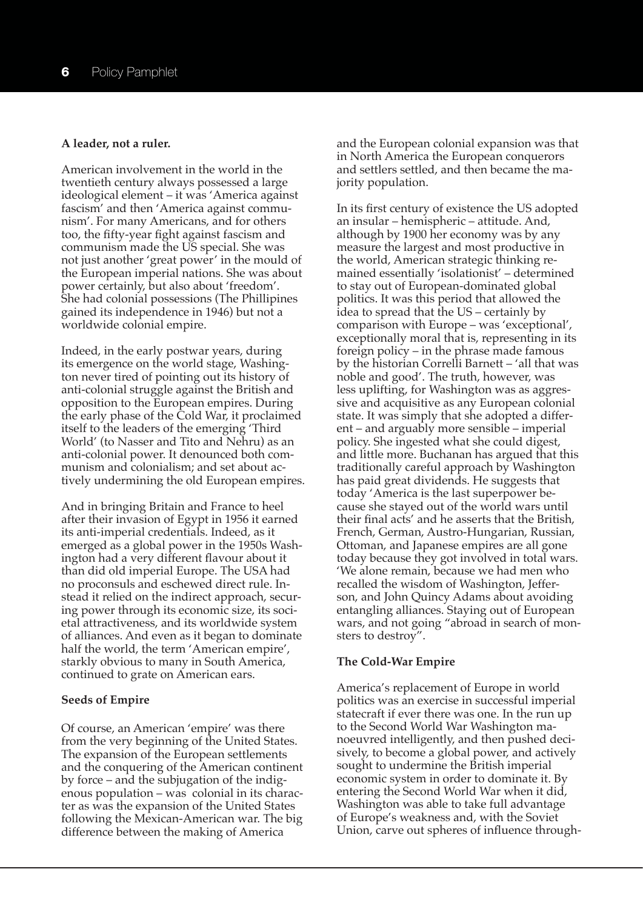**A leader, not a ruler.**

American involvement in the world in the twentieth century always possessed a large ideological element – it was 'America against fascism' and then 'America against communism'. For many Americans, and for others too, the fifty-year fight against fascism and communism made the US special. She was not just another 'great power' in the mould of the European imperial nations. She was about power certainly, but also about 'freedom'. She had colonial possessions (The Phillipines gained its independence in 1946) but not a worldwide colonial empire.

Indeed, in the early postwar years, during its emergence on the world stage, Washington never tired of pointing out its history of anti-colonial struggle against the British and opposition to the European empires. During the early phase of the Cold War, it proclaimed itself to the leaders of the emerging 'Third World' (to Nasser and Tito and Nehru) as an anti-colonial power. It denounced both communism and colonialism; and set about actively undermining the old European empires.

And in bringing Britain and France to heel after their invasion of Egypt in 1956 it earned its anti-imperial credentials. Indeed, as it emerged as a global power in the 1950s Washington had a very different flavour about it than did old imperial Europe. The USA had no proconsuls and eschewed direct rule. Instead it relied on the indirect approach, securing power through its economic size, its societal attractiveness, and its worldwide system of alliances. And even as it began to dominate half the world, the term 'American empire', starkly obvious to many in South America, continued to grate on American ears.

**Seeds of Empire**

Of course, an American 'empire' was there from the very beginning of the United States. The expansion of the European settlements and the conquering of the American continent by force – and the subjugation of the indigenous population – was colonial in its character as was the expansion of the United States following the Mexican-American war. The big difference between the making of America and the European colonial expansion was that in North America the European conquerors and settlers settled, and then became the majority population.

In its first century of existence the US adopted an insular – hemispheric – attitude. And, although by 1900 her economy was by any measure the largest and most productive in the world, American strategic thinking remained essentially 'isolationist' – determined to stay out of European-dominated global politics. It was this period that allowed the idea to spread that the US – certainly by comparison with Europe – was 'exceptional', exceptionally moral that is, representing in its foreign policy – in the phrase made famous by the historian Correlli Barnett – 'all that was noble and good'. The truth, however, was less uplifting, for Washington was as aggressive and acquisitive as any European colonial state. It was simply that she adopted a different – and arguably more sensible – imperial policy. She ingested what she could digest, and little more. Buchanan has argued that this traditionally careful approach by Washington has paid great dividends. He suggests that today 'America is the last superpower because she stayed out of the world wars until their final acts' and he asserts that the British, French, German, Austro-Hungarian, Russian, Ottoman, and Japanese empires are all gone today because they got involved in total wars. 'We alone remain, because we had men who recalled the wisdom of Washington, Jefferson, and John Quincy Adams about avoiding entangling alliances. Staying out of European wars, and not going "abroad in search of monsters to destroy".

**The Cold-War Empire**

America's replacement of Europe in world politics was an exercise in successful imperial statecraft if ever there was one. In the run up to the Second World War Washington manoeuvred intelligently, and then pushed decisively, to become a global power, and actively sought to undermine the British imperial economic system in order to dominate it. By entering the Second World War when it did, Washington was able to take full advantage of Europe's weakness and, with the Soviet Union, carve out spheres of influence through-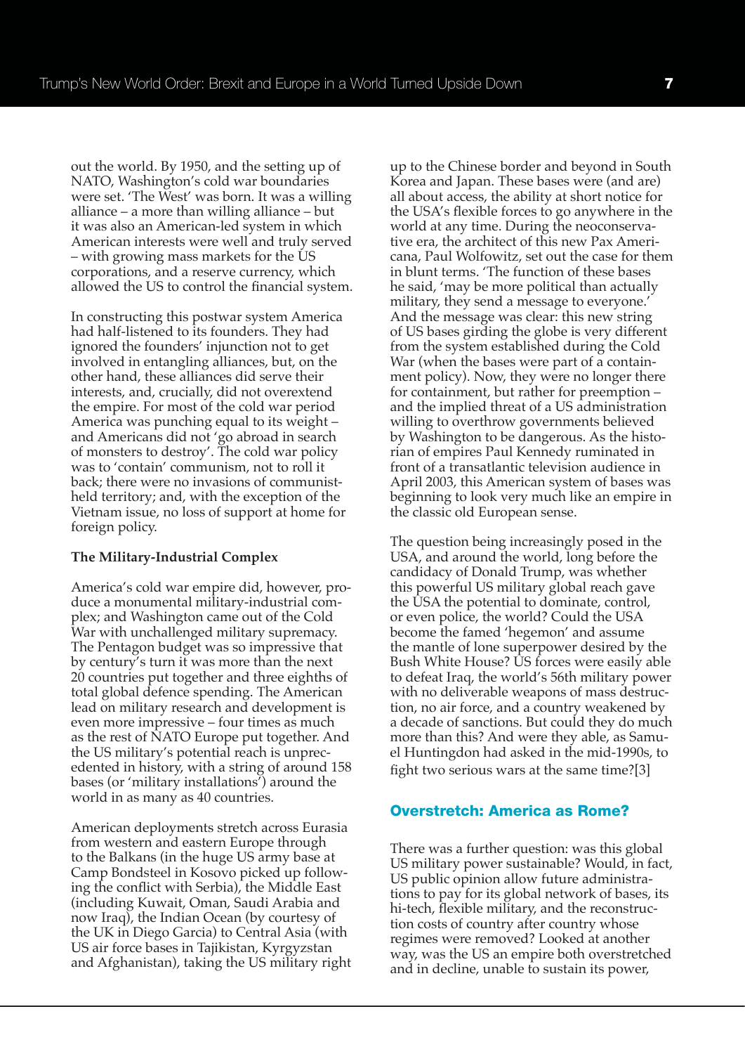out the world. By 1950, and the setting up of NATO, Washington's cold war boundaries were set. 'The West' was born. It was a willing alliance – a more than willing alliance – but it was also an American-led system in which American interests were well and truly served – with growing mass markets for the US corporations, and a reserve currency, which allowed the US to control the financial system.

In constructing this postwar system America had half-listened to its founders. They had ignored the founders' injunction not to get involved in entangling alliances, but, on the other hand, these alliances did serve their interests, and, crucially, did not overextend the empire. For most of the cold war period America was punching equal to its weight – and Americans did not 'go abroad in search of monsters to destroy'. The cold war policy was to 'contain' communism, not to roll it back; there were no invasions of communist-held territory; and, with the exception of the Vietnam issue, no loss of support at home for foreign policy.

**The Military-Industrial Complex**

America's cold war empire did, however, produce a monumental military-industrial complex; and Washington came out of the Cold War with unchallenged military supremacy. The Pentagon budget was so impressive that by century's turn it was more than the next 20 countries put together and three eighths of total global defence spending. The American lead on military research and development is even more impressive – four times as much as the rest of NATO Europe put together. And the US military's potential reach is unprecedented in history, with a string of around 158 bases (or 'military installations') around the world in as many as 40 countries.

American deployments stretch across Eurasia from western and eastern Europe through to the Balkans (in the huge US army base at Camp Bondsteel in Kosovo picked up following the conflict with Serbia), the Middle East (including Kuwait, Oman, Saudi Arabia and now Iraq), the Indian Ocean (by courtesy of the UK in Diego Garcia) to Central Asia (with US air force bases in Tajikistan, Kyrgyzstan and Afghanistan), taking the US military right up to the Chinese border and beyond in South Korea and Japan. These bases were (and are) all about access, the ability at short notice for the USA's flexible forces to go anywhere in the world at any time. During the neoconservative era, the architect of this new Pax Americana, Paul Wolfowitz, set out the case for them in blunt terms. 'The function of these bases he said, 'may be more political than actually military, they send a message to everyone.' And the message was clear: this new string of US bases girding the globe is very different from the system established during the Cold War (when the bases were part of a containment policy). Now, they were no longer there for containment, but rather for preemption – and the implied threat of a US administration willing to overthrow governments believed by Washington to be dangerous. As the historian of empires Paul Kennedy ruminated in front of a transatlantic television audience in April 2003, this American system of bases was beginning to look very much like an empire in the classic old European sense.

The question being increasingly posed in the USA, and around the world, long before the candidacy of Donald Trump, was whether this powerful US military global reach gave the USA the potential to dominate, control, or even police, the world? Could the USA become the famed 'hegemon' and assume the mantle of lone superpower desired by the Bush White House? US forces were easily able to defeat Iraq, the world's 56th military power with no deliverable weapons of mass destruction, no air force, and a country weakened by a decade of sanctions. But could they do much more than this? And were they able, as Samuel Huntingdon had asked in the mid-1990s, to fight two serious wars at the same time?[3]

## Overstretch: America as Rome?

There was a further question: was this global US military power sustainable? Would, in fact, US public opinion allow future administrations to pay for its global network of bases, its hi-tech, flexible military, and the reconstruction costs of country after country whose regimes were removed? Looked at another way, was the US an empire both overstretched and in decline, unable to sustain its power,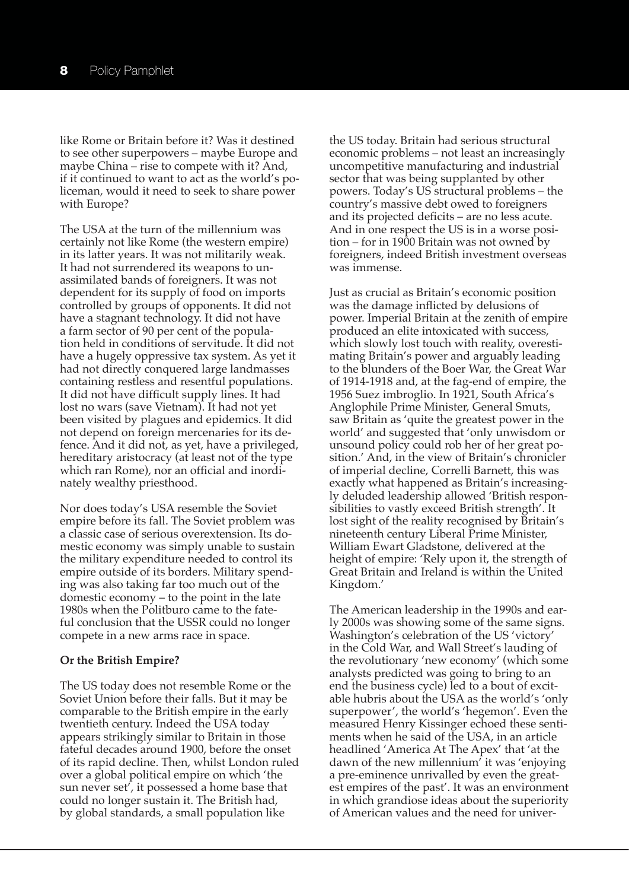like Rome or Britain before it? Was it destined to see other superpowers – maybe Europe and maybe China – rise to compete with it? And, if it continued to want to act as the world's policeman, would it need to seek to share power with Europe?

The USA at the turn of the millennium was certainly not like Rome (the western empire) in its latter years. It was not militarily weak. It had not surrendered its weapons to unassimilated bands of foreigners. It was not dependent for its supply of food on imports controlled by groups of opponents. It did not have a stagnant technology. It did not have a farm sector of 90 per cent of the population held in conditions of servitude. It did not have a hugely oppressive tax system. As yet it had not directly conquered large landmasses containing restless and resentful populations. It did not have difficult supply lines. It had lost no wars (save Vietnam). It had not yet been visited by plagues and epidemics. It did not depend on foreign mercenaries for its defence. And it did not, as yet, have a privileged, hereditary aristocracy (at least not of the type which ran Rome), nor an official and inordinately wealthy priesthood.

Nor does today's USA resemble the Soviet empire before its fall. The Soviet problem was a classic case of serious overextension. Its domestic economy was simply unable to sustain the military expenditure needed to control its empire outside of its borders. Military spending was also taking far too much out of the domestic economy – to the point in the late 1980s when the Politburo came to the fateful conclusion that the USSR could no longer compete in a new arms race in space.

**Or the British Empire?**

The US today does not resemble Rome or the Soviet Union before their falls. But it may be comparable to the British empire in the early twentieth century. Indeed the USA today appears strikingly similar to Britain in those fateful decades around 1900, before the onset of its rapid decline. Then, whilst London ruled over a global political empire on which 'the sun never set', it possessed a home base that could no longer sustain it. The British had, by global standards, a small population like the US today. Britain had serious structural economic problems – not least an increasingly uncompetitive manufacturing and industrial sector that was being supplanted by other powers. Today's US structural problems – the country's massive debt owed to foreigners and its projected deficits – are no less acute. And in one respect the US is in a worse position – for in 1900 Britain was not owned by foreigners, indeed British investment overseas was immense.

Just as crucial as Britain's economic position was the damage inflicted by delusions of power. Imperial Britain at the zenith of empire produced an elite intoxicated with success, which slowly lost touch with reality, overestimating Britain's power and arguably leading to the blunders of the Boer War, the Great War of 1914-1918 and, at the fag-end of empire, the 1956 Suez imbroglio. In 1921, South Africa's Anglophile Prime Minister, General Smuts, saw Britain as 'quite the greatest power in the world' and suggested that 'only unwisdom or unsound policy could rob her of her great position.' And, in the view of Britain's chronicler of imperial decline, Correlli Barnett, this was exactly what happened as Britain's increasingly deluded leadership allowed 'British responsibilities to vastly exceed British strength'. It lost sight of the reality recognised by Britain's nineteenth century Liberal Prime Minister, William Ewart Gladstone, delivered at the height of empire: 'Rely upon it, the strength of Great Britain and Ireland is within the United Kingdom.'

The American leadership in the 1990s and early 2000s was showing some of the same signs. Washington's celebration of the US 'victory' in the Cold War, and Wall Street's lauding of the revolutionary 'new economy' (which some analysts predicted was going to bring to an end the business cycle) led to a bout of excitable hubris about the USA as the world's 'only superpower', the world's 'hegemon'. Even the measured Henry Kissinger echoed these sentiments when he said of the USA, in an article headlined 'America At The Apex' that 'at the dawn of the new millennium' it was 'enjoying a pre-eminence unrivalled by even the greatest empires of the past'. It was an environment in which grandiose ideas about the superiority of American values and the need for univer-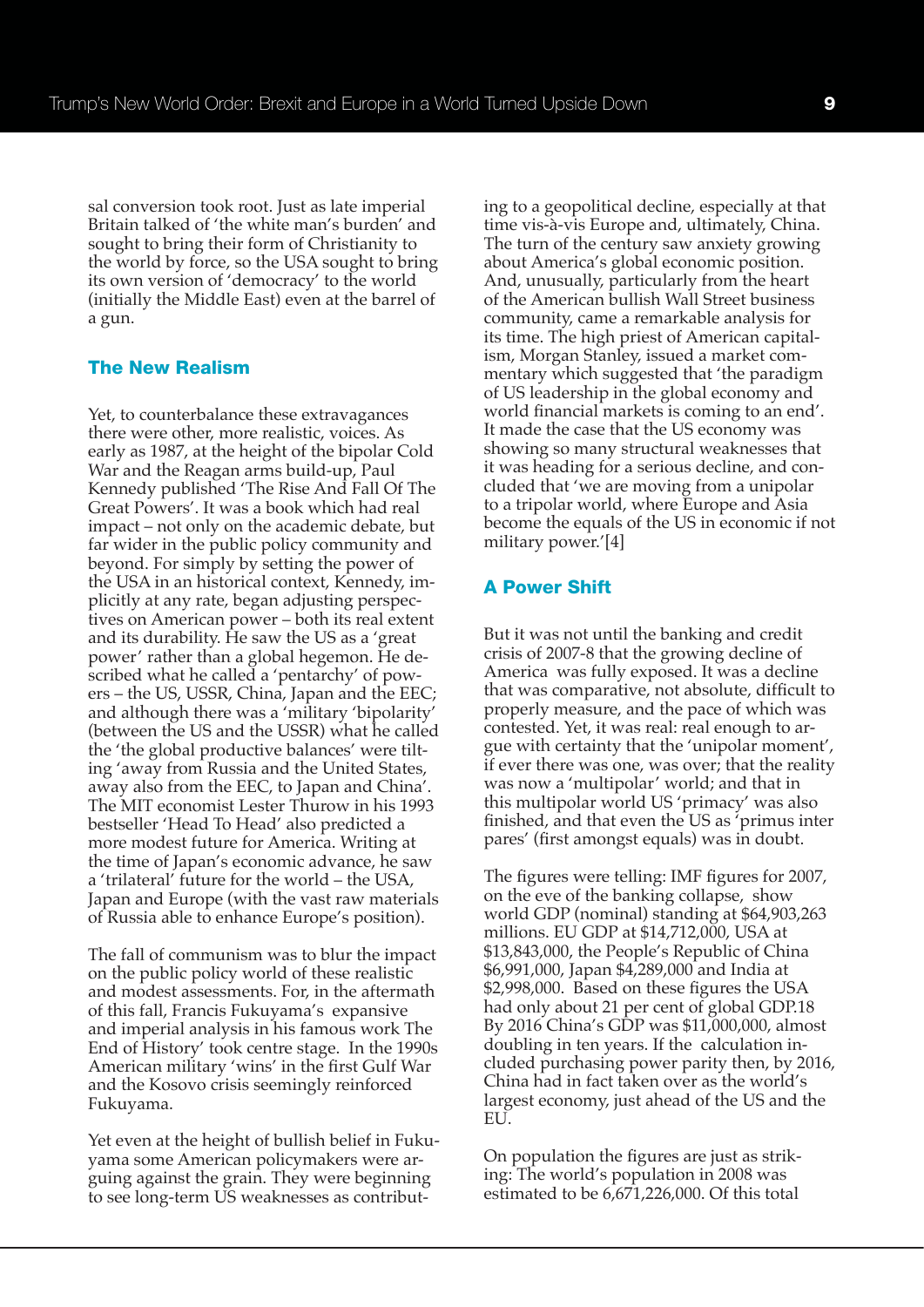sal conversion took root. Just as late imperial Britain talked of 'the white man's burden' and sought to bring their form of Christianity to the world by force, so the USA sought to bring its own version of 'democracy' to the world (initially the Middle East) even at the barrel of a gun.

### The New Realism

Yet, to counterbalance these extravagances there were other, more realistic, voices. As early as 1987, at the height of the bipolar Cold War and the Reagan arms build-up, Paul Kennedy published 'The Rise And Fall Of The Great Powers'. It was a book which had real impact – not only on the academic debate, but far wider in the public policy community and beyond. For simply by setting the power of the USA in an historical context, Kennedy, implicitly at any rate, began adjusting perspectives on American power – both its real extent and its durability. He saw the US as a 'great power' rather than a global hegemon. He described what he called a 'pentarchy' of powers – the US, USSR, China, Japan and the EEC; and although there was a 'military 'bipolarity' (between the US and the USSR) what he called the 'the global productive balances' were tilting 'away from Russia and the United States, away also from the EEC, to Japan and China'. The MIT economist Lester Thurow in his 1993 bestseller 'Head To Head' also predicted a more modest future for America. Writing at the time of Japan's economic advance, he saw a 'trilateral' future for the world – the USA, Japan and Europe (with the vast raw materials of Russia able to enhance Europe's position).

The fall of communism was to blur the impact on the public policy world of these realistic and modest assessments. For, in the aftermath of this fall, Francis Fukuyama's expansive and imperial analysis in his famous work The End of History' took centre stage. In the 1990s American military 'wins' in the first Gulf War and the Kosovo crisis seemingly reinforced Fukuyama.

Yet even at the height of bullish belief in Fukuyama some American policymakers were arguing against the grain. They were beginning to see long-term US weaknesses as contributing to a geopolitical decline, especially at that time vis-à-vis Europe and, ultimately, China. The turn of the century saw anxiety growing about America's global economic position. And, unusually, particularly from the heart of the American bullish Wall Street business community, came a remarkable analysis for its time. The high priest of American capitalism, Morgan Stanley, issued a market commentary which suggested that 'the paradigm of US leadership in the global economy and world financial markets is coming to an end'. It made the case that the US economy was showing so many structural weaknesses that it was heading for a serious decline, and concluded that 'we are moving from a unipolar to a tripolar world, where Europe and Asia become the equals of the US in economic if not military power.'[4]

### A Power Shift

But it was not until the banking and credit crisis of 2007-8 that the growing decline of America was fully exposed. It was a decline that was comparative, not absolute, difficult to properly measure, and the pace of which was contested. Yet, it was real: real enough to argue with certainty that the 'unipolar moment', if ever there was one, was over; that the reality was now a 'multipolar' world; and that in this multipolar world US 'primacy' was also finished, and that even the US as 'primus inter pares' (first amongst equals) was in doubt.

The figures were telling: IMF figures for 2007, on the eve of the banking collapse, show world GDP (nominal) standing at $64,903,263 millions. EU GDP at $14,712,000, USA at $13,843,000, the People's Republic of China $6,991,000, Japan $4,289,000 and India at $2,998,000. Based on these figures the USA had only about 21 per cent of global GDP.18 By 2016 China's GDP was $11,000,000, almost doubling in ten years. If the calculation included purchasing power parity then, by 2016, China had in fact taken over as the world's largest economy, just ahead of the US and the EU.

On population the figures are just as striking: The world's population in 2008 was estimated to be 6,671,226,000. Of this total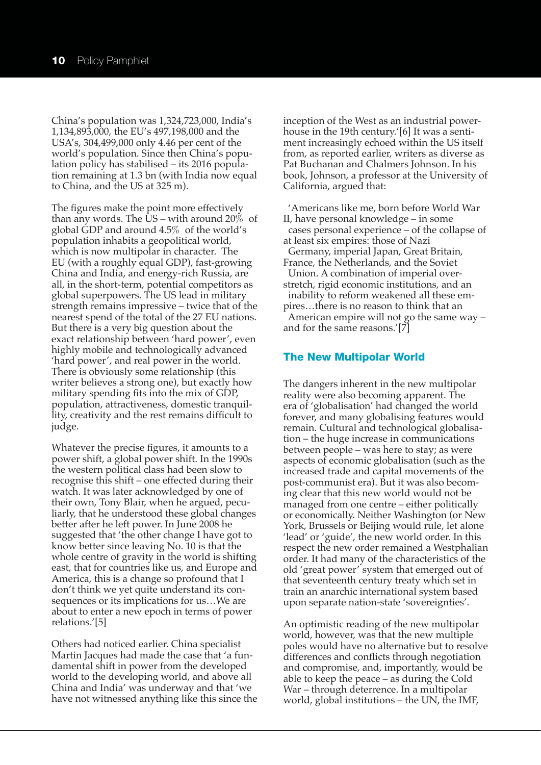China's population was 1,324,723,000, India's 1,134,893,000, the EU's 497,198,000 and the USA's, 304,499,000 only 4.46 per cent of the world's population. Since then China's population policy has stabilised – its 2016 population remaining at 1.3 bn (with India now equal to China, and the US at 325 m).

The figures make the point more effectively than any words. The US – with around 20% of global GDP and around 4.5% of the world's population inhabits a geopolitical world, which is now multipolar in character. The EU (with a roughly equal GDP), fast-growing China and India, and energy-rich Russia, are all, in the short-term, potential competitors as global superpowers. The US lead in military strength remains impressive – twice that of the nearest spend of the total of the 27 EU nations. But there is a very big question about the exact relationship between 'hard power', even highly mobile and technologically advanced 'hard power', and real power in the world. There is obviously some relationship (this writer believes a strong one), but exactly how military spending fits into the mix of GDP, population, attractiveness, domestic tranquillity, creativity and the rest remains difficult to judge.

Whatever the precise figures, it amounts to a power shift, a global power shift. In the 1990s the western political class had been slow to recognise this shift – one effected during their watch. It was later acknowledged by one of their own, Tony Blair, when he argued, peculiarly, that he understood these global changes better after he left power. In June 2008 he suggested that 'the other change I have got to know better since leaving No. 10 is that the whole centre of gravity in the world is shifting east, that for countries like us, and Europe and America, this is a change so profound that I don't think we yet quite understand its consequences or its implications for us…We are about to enter a new epoch in terms of power relations.'[5]

Others had noticed earlier. China specialist Martin Jacques had made the case that 'a fundamental shift in power from the developed world to the developing world, and above all China and India' was underway and that 'we have not witnessed anything like this since the inception of the West as an industrial powerhouse in the 19th century.'[6] It was a sentiment increasingly echoed within the US itself from, as reported earlier, writers as diverse as Pat Buchanan and Chalmers Johnson. In his book, Johnson, a professor at the University of California, argued that:

> 'Americans like me, born before World War II, have personal knowledge – in some cases personal experience – of the collapse of at least six empires: those of Nazi Germany, imperial Japan, Great Britain, France, the Netherlands, and the Soviet Union. A combination of imperial overstretch, rigid economic institutions, and an inability to reform weakened all these empires…there is no reason to think that an American empire will not go the same way – and for the same reasons.'[7]

## The New Multipolar World

The dangers inherent in the new multipolar reality were also becoming apparent. The era of 'globalisation' had changed the world forever, and many globalising features would remain. Cultural and technological globalisation – the huge increase in communications between people – was here to stay; as were aspects of economic globalisation (such as the increased trade and capital movements of the post-communist era). But it was also becoming clear that this new world would not be managed from one centre – either politically or economically. Neither Washington (or New York, Brussels or Beijing would rule, let alone 'lead' or 'guide', the new world order. In this respect the new order remained a Westphalian order. It had many of the characteristics of the old 'great power' system that emerged out of that seventeenth century treaty which set in train an anarchic international system based upon separate nation-state 'sovereignties'.

An optimistic reading of the new multipolar world, however, was that the new multiple poles would have no alternative but to resolve differences and conflicts through negotiation and compromise, and, importantly, would be able to keep the peace – as during the Cold War – through deterrence. In a multipolar world, global institutions – the UN, the IMF,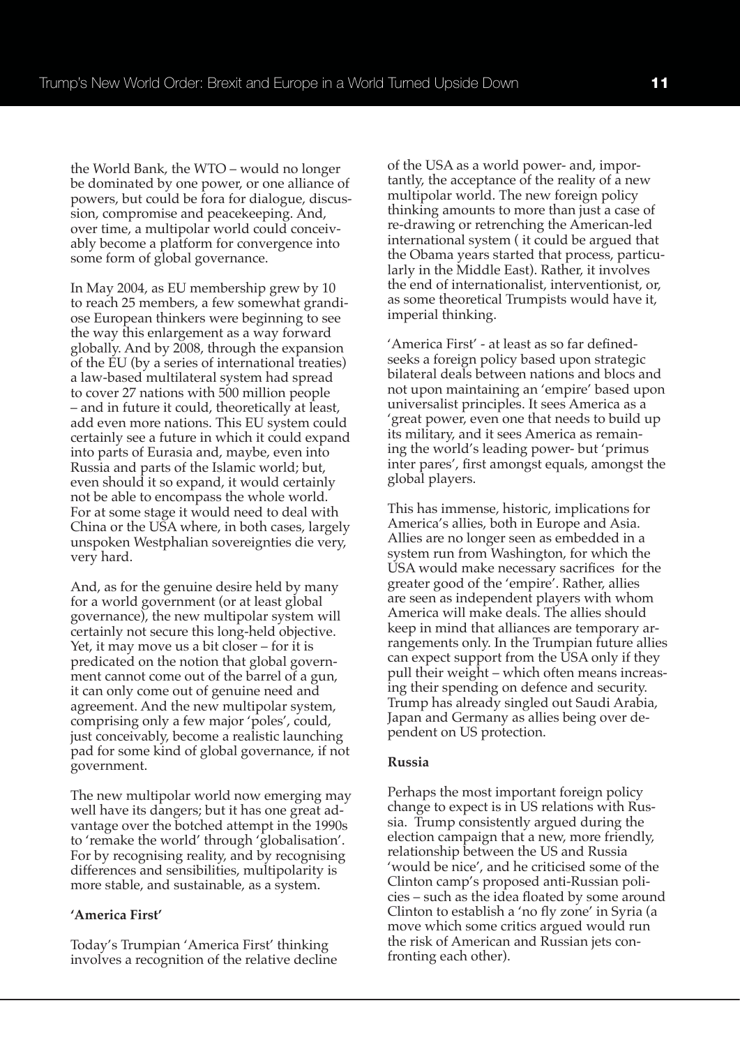the World Bank, the WTO – would no longer be dominated by one power, or one alliance of powers, but could be fora for dialogue, discussion, compromise and peacekeeping. And, over time, a multipolar world could conceivably become a platform for convergence into some form of global governance.

In May 2004, as EU membership grew by 10 to reach 25 members, a few somewhat grandiose European thinkers were beginning to see the way this enlargement as a way forward globally. And by 2008, through the expansion of the EU (by a series of international treaties) a law-based multilateral system had spread to cover 27 nations with 500 million people – and in future it could, theoretically at least, add even more nations. This EU system could certainly see a future in which it could expand into parts of Eurasia and, maybe, even into Russia and parts of the Islamic world; but, even should it so expand, it would certainly not be able to encompass the whole world. For at some stage it would need to deal with China or the USA where, in both cases, largely unspoken Westphalian sovereignties die very, very hard.

And, as for the genuine desire held by many for a world government (or at least global governance), the new multipolar system will certainly not secure this long-held objective. Yet, it may move us a bit closer – for it is predicated on the notion that global government cannot come out of the barrel of a gun, it can only come out of genuine need and agreement. And the new multipolar system, comprising only a few major 'poles', could, just conceivably, become a realistic launching pad for some kind of global governance, if not government.

The new multipolar world now emerging may well have its dangers; but it has one great advantage over the botched attempt in the 1990s to 'remake the world' through 'globalisation'. For by recognising reality, and by recognising differences and sensibilities, multipolarity is more stable, and sustainable, as a system.

**'America First'**

Today's Trumpian 'America First' thinking involves a recognition of the relative decline of the USA as a world power- and, importantly, the acceptance of the reality of a new multipolar world. The new foreign policy thinking amounts to more than just a case of re-drawing or retrenching the American-led international system ( it could be argued that the Obama years started that process, particularly in the Middle East). Rather, it involves the end of internationalist, interventionist, or, as some theoretical Trumpists would have it, imperial thinking.

'America First' - at least as so far defined- seeks a foreign policy based upon strategic bilateral deals between nations and blocs and not upon maintaining an 'empire' based upon universalist principles. It sees America as a 'great power, even one that needs to build up its military, and it sees America as remaining the world's leading power- but 'primus inter pares', first amongst equals, amongst the global players.

This has immense, historic, implications for America's allies, both in Europe and Asia. Allies are no longer seen as embedded in a system run from Washington, for which the USA would make necessary sacrifices for the greater good of the 'empire'. Rather, allies are seen as independent players with whom America will make deals. The allies should keep in mind that alliances are temporary arrangements only. In the Trumpian future allies can expect support from the USA only if they pull their weight – which often means increasing their spending on defence and security. Trump has already singled out Saudi Arabia, Japan and Germany as allies being over dependent on US protection.

**Russia**

Perhaps the most important foreign policy change to expect is in US relations with Russia. Trump consistently argued during the election campaign that a new, more friendly, relationship between the US and Russia 'would be nice', and he criticised some of the Clinton camp's proposed anti-Russian policies – such as the idea floated by some around Clinton to establish a 'no fly zone' in Syria (a move which some critics argued would run the risk of American and Russian jets confronting each other).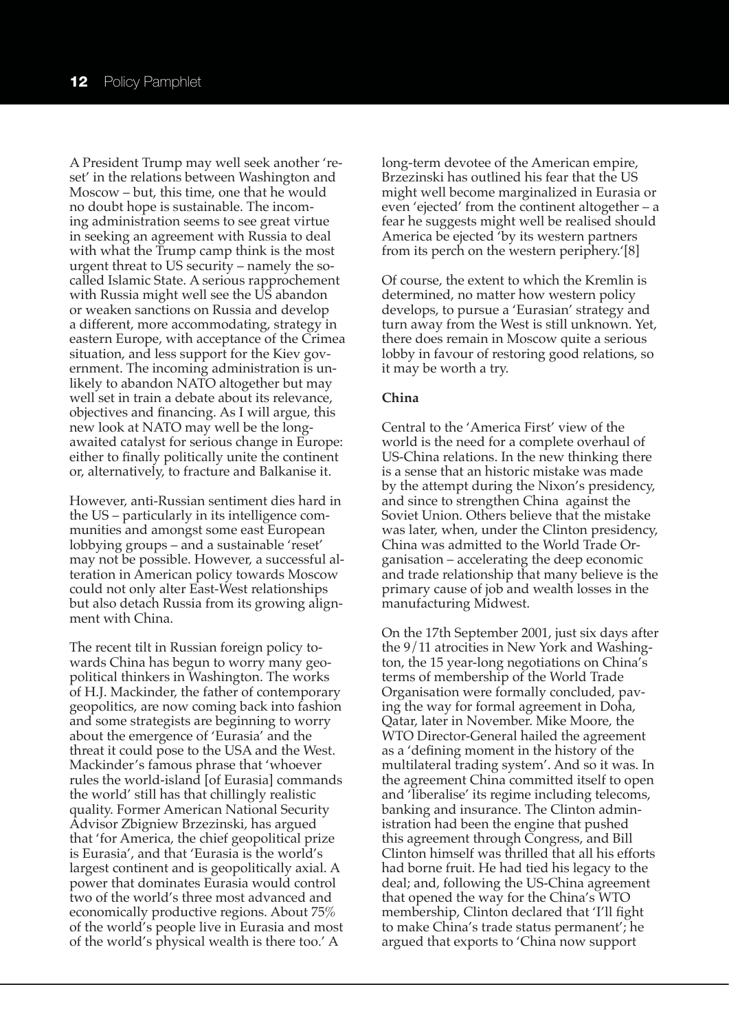A President Trump may well seek another 'reset' in the relations between Washington and Moscow – but, this time, one that he would no doubt hope is sustainable. The incoming administration seems to see great virtue in seeking an agreement with Russia to deal with what the Trump camp think is the most urgent threat to US security – namely the so-called Islamic State. A serious rapprochement with Russia might well see the US abandon or weaken sanctions on Russia and develop a different, more accommodating, strategy in eastern Europe, with acceptance of the Crimea situation, and less support for the Kiev government. The incoming administration is unlikely to abandon NATO altogether but may well set in train a debate about its relevance, objectives and financing. As I will argue, this new look at NATO may well be the long-awaited catalyst for serious change in Europe: either to finally politically unite the continent or, alternatively, to fracture and Balkanise it.

However, anti-Russian sentiment dies hard in the US – particularly in its intelligence communities and amongst some east European lobbying groups – and a sustainable 'reset' may not be possible. However, a successful alteration in American policy towards Moscow could not only alter East-West relationships but also detach Russia from its growing alignment with China.

The recent tilt in Russian foreign policy towards China has begun to worry many geopolitical thinkers in Washington. The works of H.J. Mackinder, the father of contemporary geopolitics, are now coming back into fashion and some strategists are beginning to worry about the emergence of 'Eurasia' and the threat it could pose to the USA and the West. Mackinder's famous phrase that 'whoever rules the world-island [of Eurasia] commands the world' still has that chillingly realistic quality. Former American National Security Advisor Zbigniew Brzezinski, has argued that 'for America, the chief geopolitical prize is Eurasia', and that 'Eurasia is the world's largest continent and is geopolitically axial. A power that dominates Eurasia would control two of the world's three most advanced and economically productive regions. About 75% of the world's people live in Eurasia and most of the world's physical wealth is there too.' A long-term devotee of the American empire, Brzezinski has outlined his fear that the US might well become marginalized in Eurasia or even 'ejected' from the continent altogether – a fear he suggests might well be realised should America be ejected 'by its western partners from its perch on the western periphery.'[8]

Of course, the extent to which the Kremlin is determined, no matter how western policy develops, to pursue a 'Eurasian' strategy and turn away from the West is still unknown. Yet, there does remain in Moscow quite a serious lobby in favour of restoring good relations, so it may be worth a try.

**China**

Central to the 'America First' view of the world is the need for a complete overhaul of US-China relations. In the new thinking there is a sense that an historic mistake was made by the attempt during the Nixon's presidency, and since to strengthen China against the Soviet Union. Others believe that the mistake was later, when, under the Clinton presidency, China was admitted to the World Trade Organisation – accelerating the deep economic and trade relationship that many believe is the primary cause of job and wealth losses in the manufacturing Midwest.

On the 17th September 2001, just six days after the 9/11 atrocities in New York and Washington, the 15 year-long negotiations on China's terms of membership of the World Trade Organisation were formally concluded, paving the way for formal agreement in Doha, Qatar, later in November. Mike Moore, the WTO Director-General hailed the agreement as a 'defining moment in the history of the multilateral trading system'. And so it was. In the agreement China committed itself to open and 'liberalise' its regime including telecoms, banking and insurance. The Clinton administration had been the engine that pushed this agreement through Congress, and Bill Clinton himself was thrilled that all his efforts had borne fruit. He had tied his legacy to the deal; and, following the US-China agreement that opened the way for the China's WTO membership, Clinton declared that 'I'll fight to make China's trade status permanent'; he argued that exports to 'China now support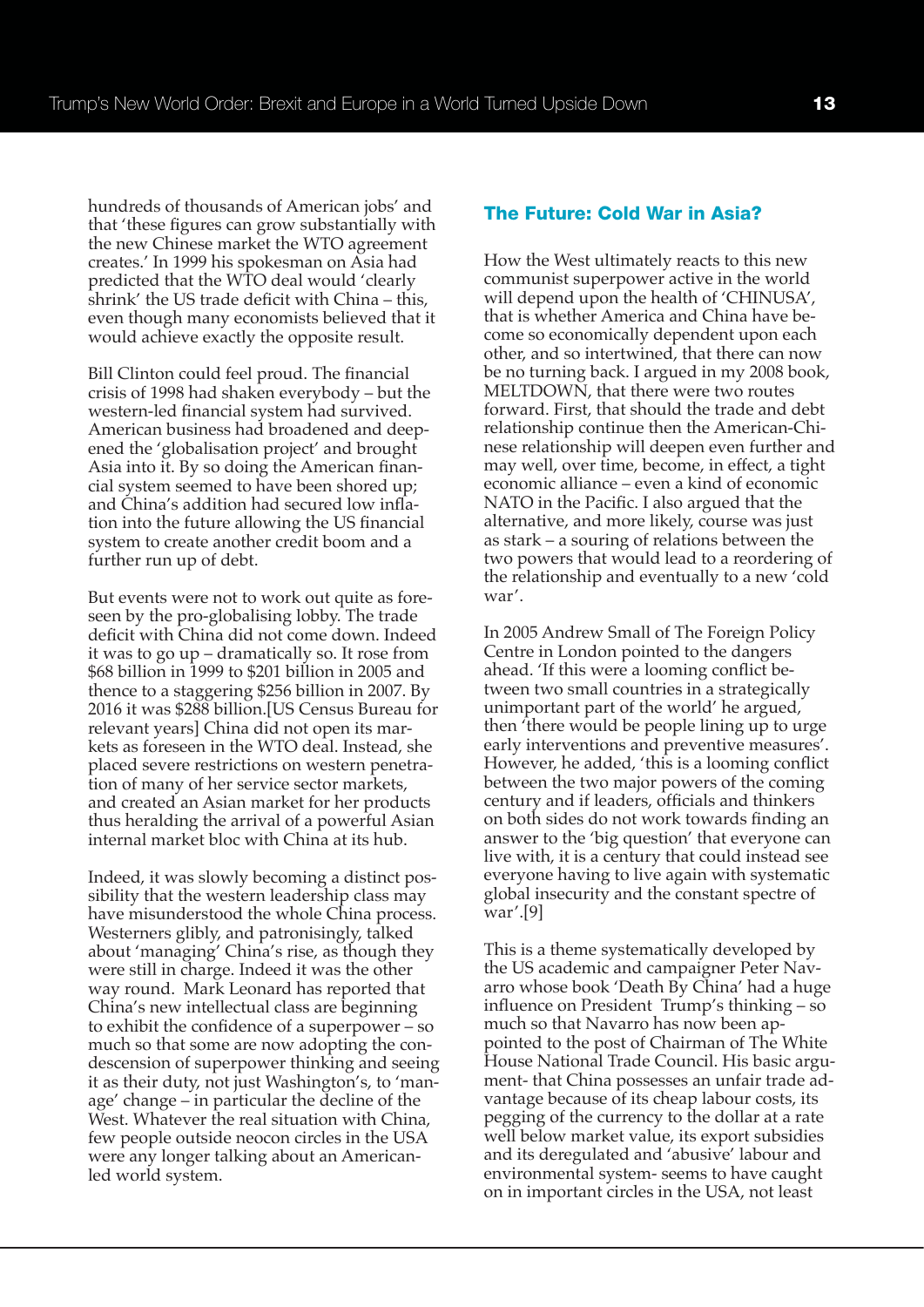hundreds of thousands of American jobs' and that 'these figures can grow substantially with the new Chinese market the WTO agreement creates.' In 1999 his spokesman on Asia had predicted that the WTO deal would 'clearly shrink' the US trade deficit with China – this, even though many economists believed that it would achieve exactly the opposite result.

Bill Clinton could feel proud. The financial crisis of 1998 had shaken everybody – but the western-led financial system had survived. American business had broadened and deepened the 'globalisation project' and brought Asia into it. By so doing the American financial system seemed to have been shored up; and China's addition had secured low inflation into the future allowing the US financial system to create another credit boom and a further run up of debt.

But events were not to work out quite as foreseen by the pro-globalising lobby. The trade deficit with China did not come down. Indeed it was to go up – dramatically so. It rose from $68 billion in 1999 to $201 billion in 2005 and thence to a staggering $256 billion in 2007. By 2016 it was $288 billion.[US Census Bureau for relevant years] China did not open its markets as foreseen in the WTO deal. Instead, she placed severe restrictions on western penetration of many of her service sector markets, and created an Asian market for her products thus heralding the arrival of a powerful Asian internal market bloc with China at its hub.

Indeed, it was slowly becoming a distinct possibility that the western leadership class may have misunderstood the whole China process. Westerners glibly, and patronisingly, talked about 'managing' China's rise, as though they were still in charge. Indeed it was the other way round. Mark Leonard has reported that China's new intellectual class are beginning to exhibit the confidence of a superpower – so much so that some are now adopting the condescension of superpower thinking and seeing it as their duty, not just Washington's, to 'manage' change – in particular the decline of the West. Whatever the real situation with China, few people outside neocon circles in the USA were any longer talking about an American-led world system.

## The Future: Cold War in Asia?

How the West ultimately reacts to this new communist superpower active in the world will depend upon the health of 'CHINUSA', that is whether America and China have become so economically dependent upon each other, and so intertwined, that there can now be no turning back. I argued in my 2008 book, MELTDOWN, that there were two routes forward. First, that should the trade and debt relationship continue then the American-Chinese relationship will deepen even further and may well, over time, become, in effect, a tight economic alliance – even a kind of economic NATO in the Pacific. I also argued that the alternative, and more likely, course was just as stark – a souring of relations between the two powers that would lead to a reordering of the relationship and eventually to a new 'cold war'.

In 2005 Andrew Small of The Foreign Policy Centre in London pointed to the dangers ahead. 'If this were a looming conflict between two small countries in a strategically unimportant part of the world' he argued, then 'there would be people lining up to urge early interventions and preventive measures'. However, he added, 'this is a looming conflict between the two major powers of the coming century and if leaders, officials and thinkers on both sides do not work towards finding an answer to the 'big question' that everyone can live with, it is a century that could instead see everyone having to live again with systematic global insecurity and the constant spectre of war'.[9]

This is a theme systematically developed by the US academic and campaigner Peter Navarro whose book 'Death By China' had a huge influence on President Trump's thinking – so much so that Navarro has now been appointed to the post of Chairman of The White House National Trade Council. His basic argument- that China possesses an unfair trade advantage because of its cheap labour costs, its pegging of the currency to the dollar at a rate well below market value, its export subsidies and its deregulated and 'abusive' labour and environmental system- seems to have caught on in important circles in the USA, not least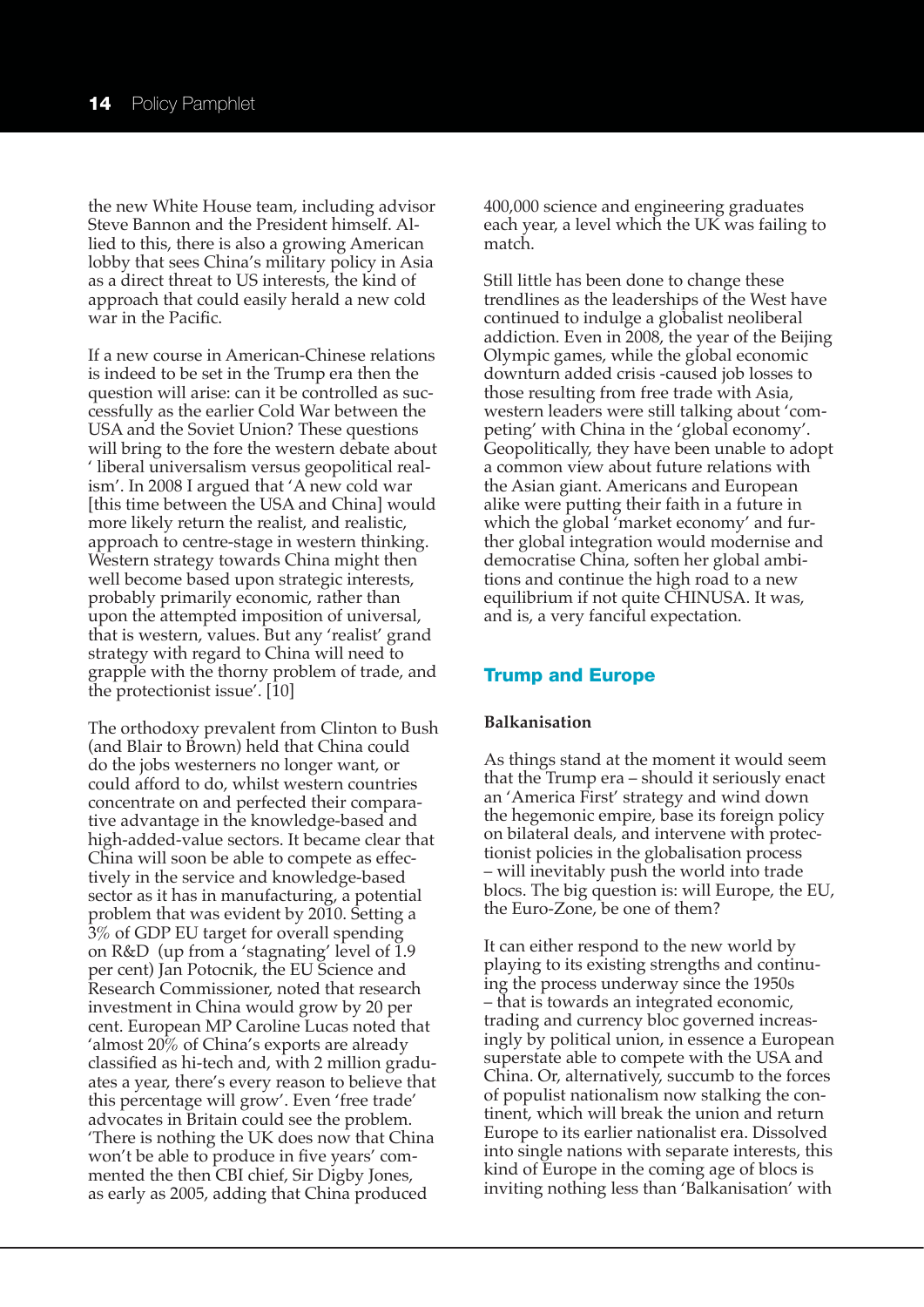the new White House team, including advisor Steve Bannon and the President himself. Allied to this, there is also a growing American lobby that sees China's military policy in Asia as a direct threat to US interests, the kind of approach that could easily herald a new cold war in the Pacific.

If a new course in American-Chinese relations is indeed to be set in the Trump era then the question will arise: can it be controlled as successfully as the earlier Cold War between the USA and the Soviet Union? These questions will bring to the fore the western debate about ' liberal universalism versus geopolitical realism'. In 2008 I argued that 'A new cold war [this time between the USA and China] would more likely return the realist, and realistic, approach to centre-stage in western thinking. Western strategy towards China might then well become based upon strategic interests, probably primarily economic, rather than upon the attempted imposition of universal, that is western, values. But any 'realist' grand strategy with regard to China will need to grapple with the thorny problem of trade, and the protectionist issue'. [10]

The orthodoxy prevalent from Clinton to Bush (and Blair to Brown) held that China could do the jobs westerners no longer want, or could afford to do, whilst western countries concentrate on and perfected their comparative advantage in the knowledge-based and high-added-value sectors. It became clear that China will soon be able to compete as effectively in the service and knowledge-based sector as it has in manufacturing, a potential problem that was evident by 2010. Setting a 3% of GDP EU target for overall spending on R&D (up from a 'stagnating' level of 1.9 per cent) Jan Potocnik, the EU Science and Research Commissioner, noted that research investment in China would grow by 20 per cent. European MP Caroline Lucas noted that 'almost 20% of China's exports are already classified as hi-tech and, with 2 million graduates a year, there's every reason to believe that this percentage will grow'. Even 'free trade' advocates in Britain could see the problem. 'There is nothing the UK does now that China won't be able to produce in five years' commented the then CBI chief, Sir Digby Jones, as early as 2005, adding that China produced 400,000 science and engineering graduates each year, a level which the UK was failing to match.

Still little has been done to change these trendlines as the leaderships of the West have continued to indulge a globalist neoliberal addiction. Even in 2008, the year of the Beijing Olympic games, while the global economic downturn added crisis -caused job losses to those resulting from free trade with Asia, western leaders were still talking about 'competing' with China in the 'global economy'. Geopolitically, they have been unable to adopt a common view about future relations with the Asian giant. Americans and European alike were putting their faith in a future in which the global 'market economy' and further global integration would modernise and democratise China, soften her global ambitions and continue the high road to a new equilibrium if not quite CHINUSA. It was, and is, a very fanciful expectation.

## Trump and Europe

### Balkanisation

As things stand at the moment it would seem that the Trump era – should it seriously enact an 'America First' strategy and wind down the hegemonic empire, base its foreign policy on bilateral deals, and intervene with protectionist policies in the globalisation process – will inevitably push the world into trade blocs. The big question is: will Europe, the EU, the Euro-Zone, be one of them?

It can either respond to the new world by playing to its existing strengths and continuing the process underway since the 1950s – that is towards an integrated economic, trading and currency bloc governed increasingly by political union, in essence a European superstate able to compete with the USA and China. Or, alternatively, succumb to the forces of populist nationalism now stalking the continent, which will break the union and return Europe to its earlier nationalist era. Dissolved into single nations with separate interests, this kind of Europe in the coming age of blocs is inviting nothing less than 'Balkanisation' with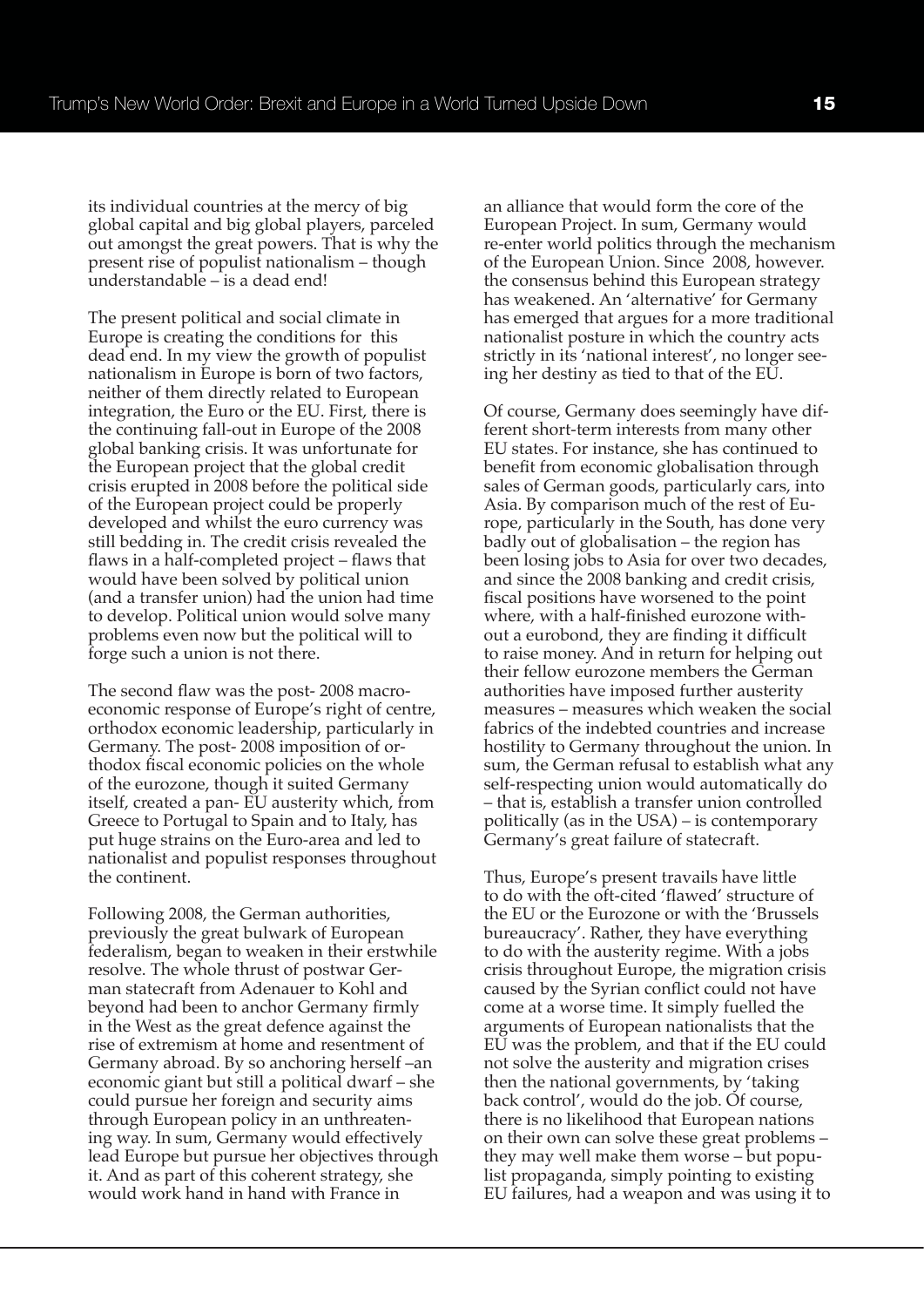its individual countries at the mercy of big global capital and big global players, parceled out amongst the great powers. That is why the present rise of populist nationalism – though understandable – is a dead end!

The present political and social climate in Europe is creating the conditions for this dead end. In my view the growth of populist nationalism in Europe is born of two factors, neither of them directly related to European integration, the Euro or the EU. First, there is the continuing fall-out in Europe of the 2008 global banking crisis. It was unfortunate for the European project that the global credit crisis erupted in 2008 before the political side of the European project could be properly developed and whilst the euro currency was still bedding in. The credit crisis revealed the flaws in a half-completed project – flaws that would have been solved by political union (and a transfer union) had the union had time to develop. Political union would solve many problems even now but the political will to forge such a union is not there.

The second flaw was the post- 2008 macro-economic response of Europe's right of centre, orthodox economic leadership, particularly in Germany. The post- 2008 imposition of orthodox fiscal economic policies on the whole of the eurozone, though it suited Germany itself, created a pan- EU austerity which, from Greece to Portugal to Spain and to Italy, has put huge strains on the Euro-area and led to nationalist and populist responses throughout the continent.

Following 2008, the German authorities, previously the great bulwark of European federalism, began to weaken in their erstwhile resolve. The whole thrust of postwar German statecraft from Adenauer to Kohl and beyond had been to anchor Germany firmly in the West as the great defence against the rise of extremism at home and resentment of Germany abroad. By so anchoring herself –an economic giant but still a political dwarf – she could pursue her foreign and security aims through European policy in an unthreatening way. In sum, Germany would effectively lead Europe but pursue her objectives through it. And as part of this coherent strategy, she would work hand in hand with France in an alliance that would form the core of the European Project. In sum, Germany would re-enter world politics through the mechanism of the European Union. Since 2008, however. the consensus behind this European strategy has weakened. An 'alternative' for Germany has emerged that argues for a more traditional nationalist posture in which the country acts strictly in its 'national interest', no longer seeing her destiny as tied to that of the EU.

Of course, Germany does seemingly have different short-term interests from many other EU states. For instance, she has continued to benefit from economic globalisation through sales of German goods, particularly cars, into Asia. By comparison much of the rest of Europe, particularly in the South, has done very badly out of globalisation – the region has been losing jobs to Asia for over two decades, and since the 2008 banking and credit crisis, fiscal positions have worsened to the point where, with a half-finished eurozone without a eurobond, they are finding it difficult to raise money. And in return for helping out their fellow eurozone members the German authorities have imposed further austerity measures – measures which weaken the social fabrics of the indebted countries and increase hostility to Germany throughout the union. In sum, the German refusal to establish what any self-respecting union would automatically do – that is, establish a transfer union controlled politically (as in the USA) – is contemporary Germany's great failure of statecraft.

Thus, Europe's present travails have little to do with the oft-cited 'flawed' structure of the EU or the Eurozone or with the 'Brussels bureaucracy'. Rather, they have everything to do with the austerity regime. With a jobs crisis throughout Europe, the migration crisis caused by the Syrian conflict could not have come at a worse time. It simply fuelled the arguments of European nationalists that the EU was the problem, and that if the EU could not solve the austerity and migration crises then the national governments, by 'taking back control', would do the job. Of course, there is no likelihood that European nations on their own can solve these great problems – they may well make them worse – but populist propaganda, simply pointing to existing EU failures, had a weapon and was using it to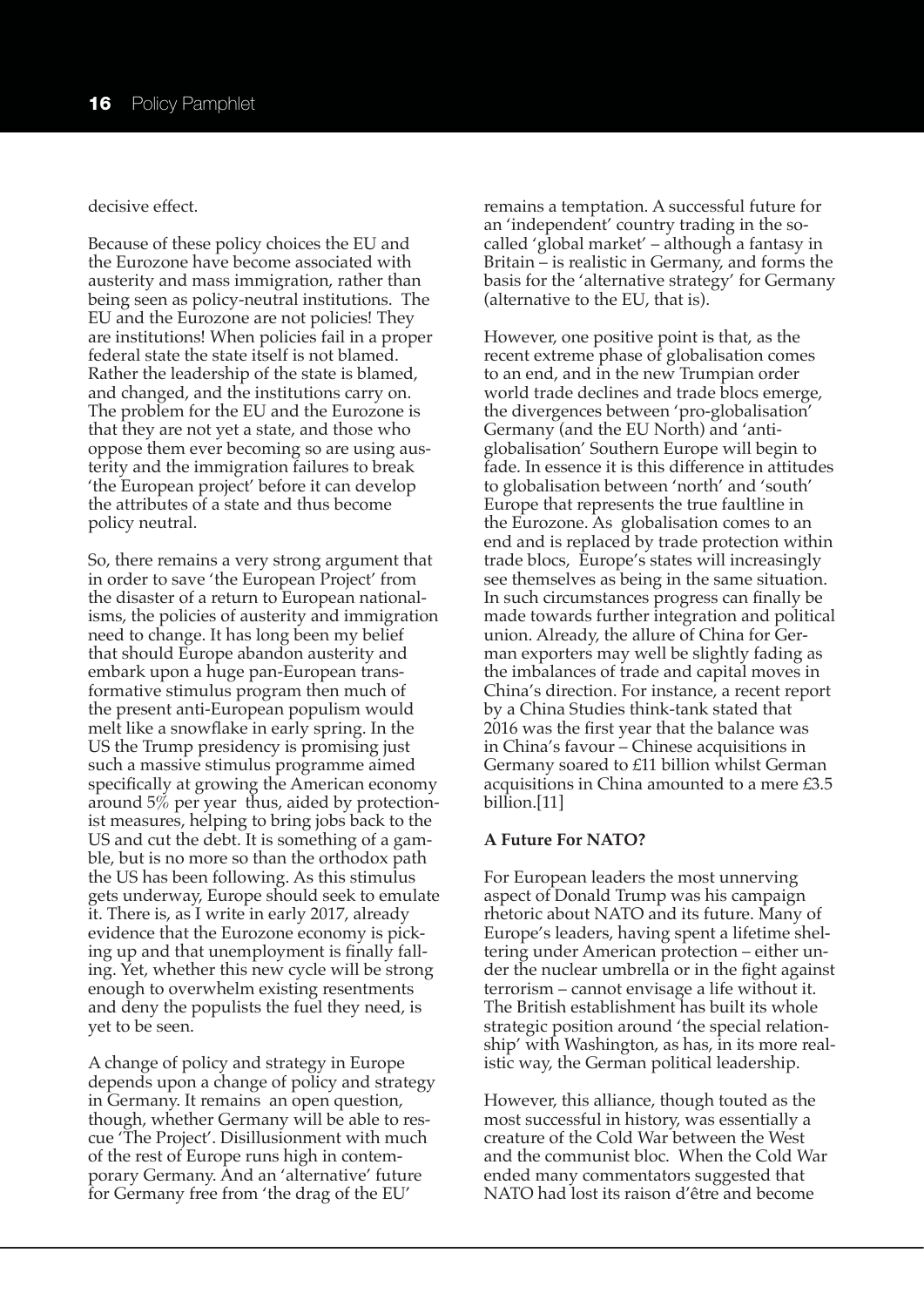decisive effect.

Because of these policy choices the EU and the Eurozone have become associated with austerity and mass immigration, rather than being seen as policy-neutral institutions. The EU and the Eurozone are not policies! They are institutions! When policies fail in a proper federal state the state itself is not blamed. Rather the leadership of the state is blamed, and changed, and the institutions carry on. The problem for the EU and the Eurozone is that they are not yet a state, and those who oppose them ever becoming so are using austerity and the immigration failures to break 'the European project' before it can develop the attributes of a state and thus become policy neutral.

So, there remains a very strong argument that in order to save 'the European Project' from the disaster of a return to European nationalisms, the policies of austerity and immigration need to change. It has long been my belief that should Europe abandon austerity and embark upon a huge pan-European transformative stimulus program then much of the present anti-European populism would melt like a snowflake in early spring. In the US the Trump presidency is promising just such a massive stimulus programme aimed specifically at growing the American economy around 5% per year thus, aided by protectionist measures, helping to bring jobs back to the US and cut the debt. It is something of a gamble, but is no more so than the orthodox path the US has been following. As this stimulus gets underway, Europe should seek to emulate it. There is, as I write in early 2017, already evidence that the Eurozone economy is picking up and that unemployment is finally falling. Yet, whether this new cycle will be strong enough to overwhelm existing resentments and deny the populists the fuel they need, is yet to be seen.

A change of policy and strategy in Europe depends upon a change of policy and strategy in Germany. It remains an open question, though, whether Germany will be able to rescue 'The Project'. Disillusionment with much of the rest of Europe runs high in contemporary Germany. And an 'alternative' future for Germany free from 'the drag of the EU' remains a temptation. A successful future for an 'independent' country trading in the so-called 'global market' – although a fantasy in Britain – is realistic in Germany, and forms the basis for the 'alternative strategy' for Germany (alternative to the EU, that is).

However, one positive point is that, as the recent extreme phase of globalisation comes to an end, and in the new Trumpian order world trade declines and trade blocs emerge, the divergences between 'pro-globalisation' Germany (and the EU North) and 'anti-globalisation' Southern Europe will begin to fade. In essence it is this difference in attitudes to globalisation between 'north' and 'south' Europe that represents the true faultline in the Eurozone. As globalisation comes to an end and is replaced by trade protection within trade blocs, Europe's states will increasingly see themselves as being in the same situation. In such circumstances progress can finally be made towards further integration and political union. Already, the allure of China for German exporters may well be slightly fading as the imbalances of trade and capital moves in China's direction. For instance, a recent report by a China Studies think-tank stated that 2016 was the first year that the balance was in China's favour – Chinese acquisitions in Germany soared to £11 billion whilst German acquisitions in China amounted to a mere £3.5 billion.[11]

**A Future For NATO?**

For European leaders the most unnerving aspect of Donald Trump was his campaign rhetoric about NATO and its future. Many of Europe's leaders, having spent a lifetime sheltering under American protection – either under the nuclear umbrella or in the fight against terrorism – cannot envisage a life without it. The British establishment has built its whole strategic position around 'the special relationship' with Washington, as has, in its more realistic way, the German political leadership.

However, this alliance, though touted as the most successful in history, was essentially a creature of the Cold War between the West and the communist bloc. When the Cold War ended many commentators suggested that NATO had lost its raison d'être and become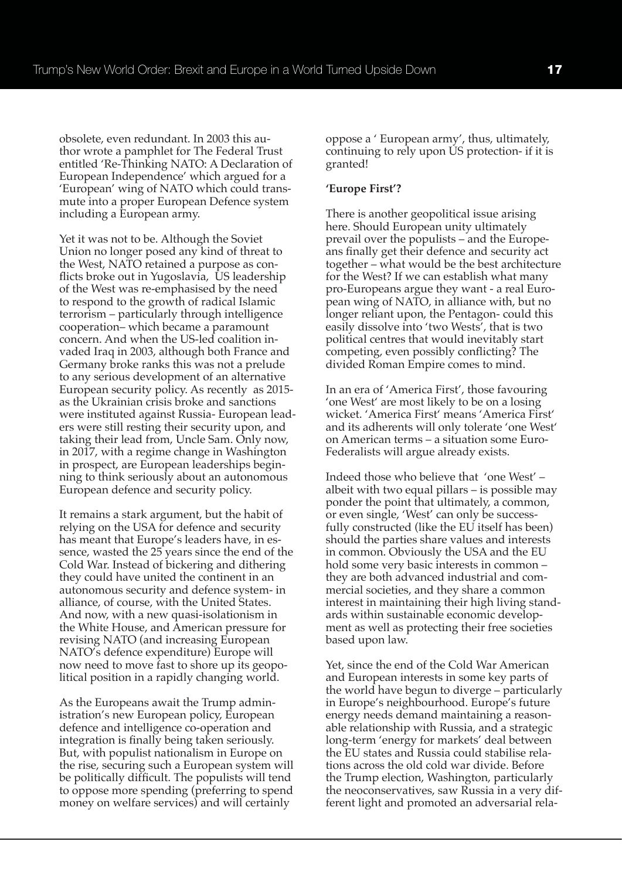obsolete, even redundant. In 2003 this author wrote a pamphlet for The Federal Trust entitled 'Re-Thinking NATO: A Declaration of European Independence' which argued for a 'European' wing of NATO which could transmute into a proper European Defence system including a European army.

Yet it was not to be. Although the Soviet Union no longer posed any kind of threat to the West, NATO retained a purpose as conflicts broke out in Yugoslavia, US leadership of the West was re-emphasised by the need to respond to the growth of radical Islamic terrorism – particularly through intelligence cooperation– which became a paramount concern. And when the US-led coalition invaded Iraq in 2003, although both France and Germany broke ranks this was not a prelude to any serious development of an alternative European security policy. As recently as 2015- as the Ukrainian crisis broke and sanctions were instituted against Russia- European leaders were still resting their security upon, and taking their lead from, Uncle Sam. Only now, in 2017, with a regime change in Washington in prospect, are European leaderships beginning to think seriously about an autonomous European defence and security policy.

It remains a stark argument, but the habit of relying on the USA for defence and security has meant that Europe's leaders have, in essence, wasted the 25 years since the end of the Cold War. Instead of bickering and dithering they could have united the continent in an autonomous security and defence system- in alliance, of course, with the United States. And now, with a new quasi-isolationism in the White House, and American pressure for revising NATO (and increasing European NATO's defence expenditure) Europe will now need to move fast to shore up its geopolitical position in a rapidly changing world.

As the Europeans await the Trump administration's new European policy, European defence and intelligence co-operation and integration is finally being taken seriously. But, with populist nationalism in Europe on the rise, securing such a European system will be politically difficult. The populists will tend to oppose more spending (preferring to spend money on welfare services) and will certainly oppose a ' European army', thus, ultimately, continuing to rely upon US protection- if it is granted!

**'Europe First'?**

There is another geopolitical issue arising here. Should European unity ultimately prevail over the populists – and the Europeans finally get their defence and security act together – what would be the best architecture for the West? If we can establish what many pro-Europeans argue they want - a real European wing of NATO, in alliance with, but no longer reliant upon, the Pentagon- could this easily dissolve into 'two Wests', that is two political centres that would inevitably start competing, even possibly conflicting? The divided Roman Empire comes to mind.

In an era of 'America First', those favouring 'one West' are most likely to be on a losing wicket. 'America First' means 'America First' and its adherents will only tolerate 'one West' on American terms – a situation some Euro-Federalists will argue already exists.

Indeed those who believe that 'one West' – albeit with two equal pillars – is possible may ponder the point that ultimately, a common, or even single, 'West' can only be successfully constructed (like the EU itself has been) should the parties share values and interests in common. Obviously the USA and the EU hold some very basic interests in common – they are both advanced industrial and commercial societies, and they share a common interest in maintaining their high living standards within sustainable economic development as well as protecting their free societies based upon law.

Yet, since the end of the Cold War American and European interests in some key parts of the world have begun to diverge – particularly in Europe's neighbourhood. Europe's future energy needs demand maintaining a reasonable relationship with Russia, and a strategic long-term 'energy for markets' deal between the EU states and Russia could stabilise relations across the old cold war divide. Before the Trump election, Washington, particularly the neoconservatives, saw Russia in a very different light and promoted an adversarial rela-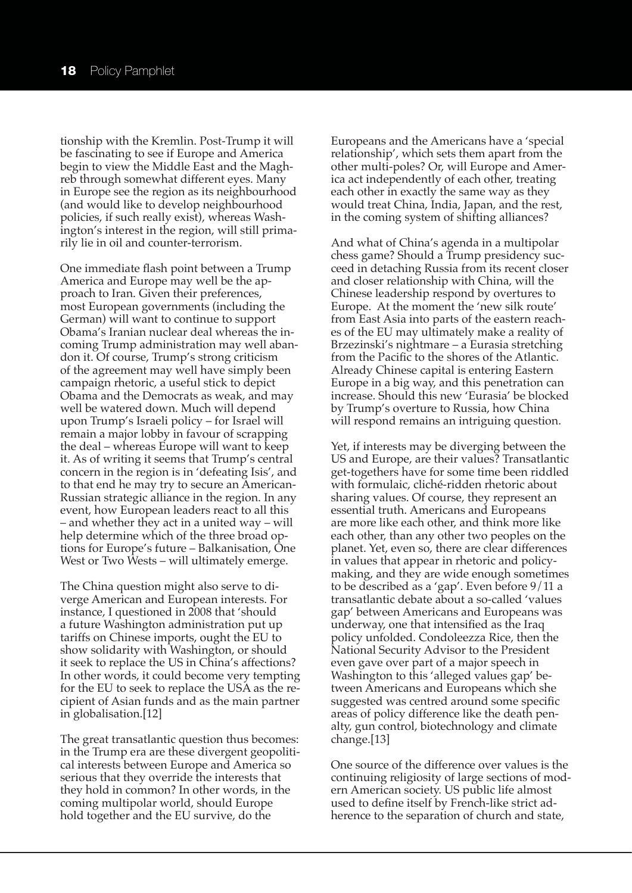tionship with the Kremlin. Post-Trump it will be fascinating to see if Europe and America begin to view the Middle East and the Maghreb through somewhat different eyes. Many in Europe see the region as its neighbourhood (and would like to develop neighbourhood policies, if such really exist), whereas Washington's interest in the region, will still primarily lie in oil and counter-terrorism.

One immediate flash point between a Trump America and Europe may well be the approach to Iran. Given their preferences, most European governments (including the German) will want to continue to support Obama's Iranian nuclear deal whereas the incoming Trump administration may well abandon it. Of course, Trump's strong criticism of the agreement may well have simply been campaign rhetoric, a useful stick to depict Obama and the Democrats as weak, and may well be watered down. Much will depend upon Trump's Israeli policy – for Israel will remain a major lobby in favour of scrapping the deal – whereas Europe will want to keep it. As of writing it seems that Trump's central concern in the region is in 'defeating Isis', and to that end he may try to secure an American-Russian strategic alliance in the region. In any event, how European leaders react to all this – and whether they act in a united way – will help determine which of the three broad options for Europe's future – Balkanisation, One West or Two Wests – will ultimately emerge.

The China question might also serve to diverge American and European interests. For instance, I questioned in 2008 that 'should a future Washington administration put up tariffs on Chinese imports, ought the EU to show solidarity with Washington, or should it seek to replace the US in China's affections? In other words, it could become very tempting for the EU to seek to replace the USA as the recipient of Asian funds and as the main partner in globalisation.[12]

The great transatlantic question thus becomes: in the Trump era are these divergent geopolitical interests between Europe and America so serious that they override the interests that they hold in common? In other words, in the coming multipolar world, should Europe hold together and the EU survive, do the Europeans and the Americans have a 'special relationship', which sets them apart from the other multi-poles? Or, will Europe and America act independently of each other, treating each other in exactly the same way as they would treat China, India, Japan, and the rest, in the coming system of shifting alliances?

And what of China's agenda in a multipolar chess game? Should a Trump presidency succeed in detaching Russia from its recent closer and closer relationship with China, will the Chinese leadership respond by overtures to Europe. At the moment the 'new silk route' from East Asia into parts of the eastern reaches of the EU may ultimately make a reality of Brzezinski's nightmare – a Eurasia stretching from the Pacific to the shores of the Atlantic. Already Chinese capital is entering Eastern Europe in a big way, and this penetration can increase. Should this new 'Eurasia' be blocked by Trump's overture to Russia, how China will respond remains an intriguing question.

Yet, if interests may be diverging between the US and Europe, are their values? Transatlantic get-togethers have for some time been riddled with formulaic, cliché-ridden rhetoric about sharing values. Of course, they represent an essential truth. Americans and Europeans are more like each other, and think more like each other, than any other two peoples on the planet. Yet, even so, there are clear differences in values that appear in rhetoric and policy-making, and they are wide enough sometimes to be described as a 'gap'. Even before 9/11 a transatlantic debate about a so-called 'values gap' between Americans and Europeans was underway, one that intensified as the Iraq policy unfolded. Condoleezza Rice, then the National Security Advisor to the President even gave over part of a major speech in Washington to this 'alleged values gap' between Americans and Europeans which she suggested was centred around some specific areas of policy difference like the death penalty, gun control, biotechnology and climate change.[13]

One source of the difference over values is the continuing religiosity of large sections of modern American society. US public life almost used to define itself by French-like strict adherence to the separation of church and state,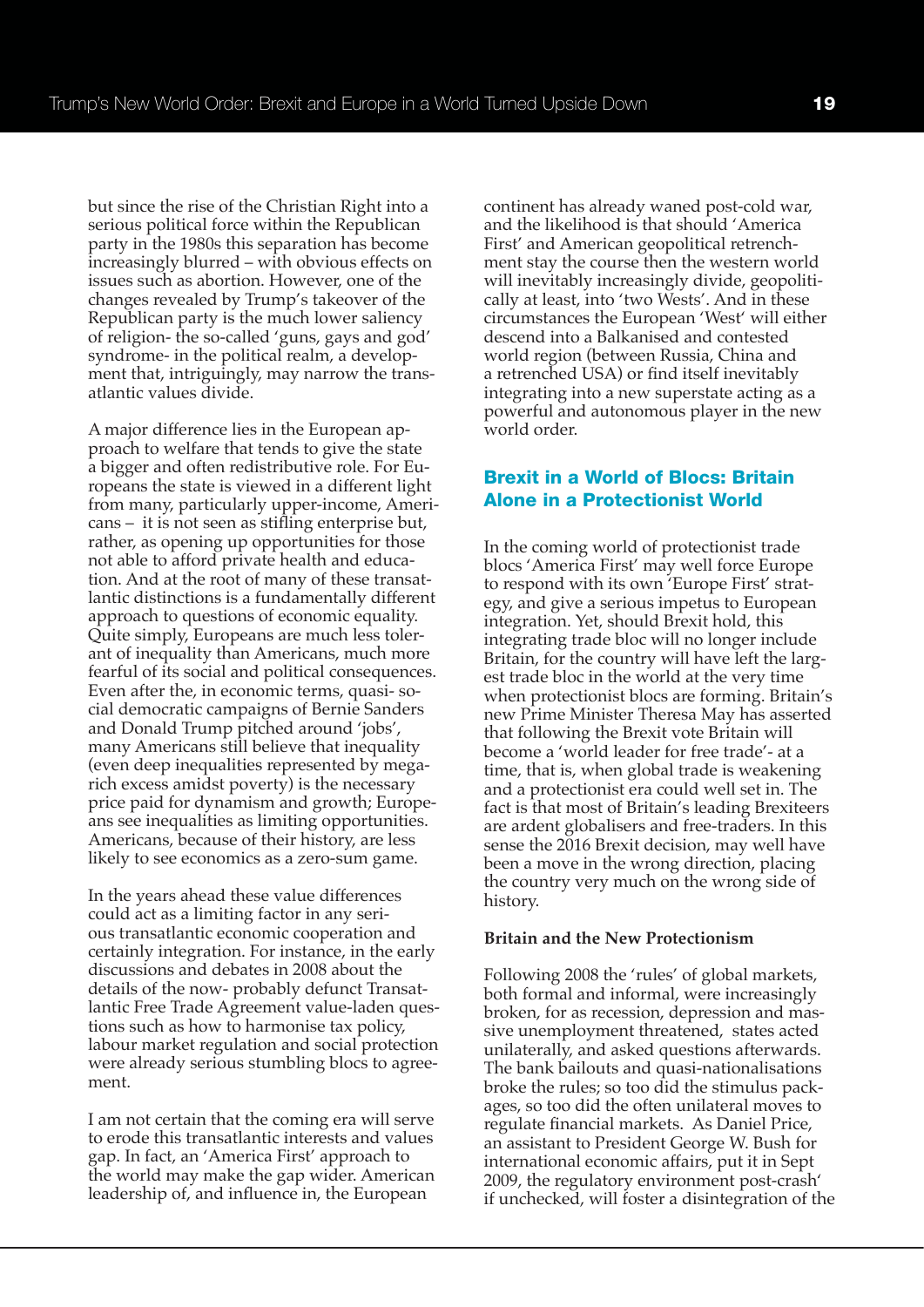but since the rise of the Christian Right into a serious political force within the Republican party in the 1980s this separation has become increasingly blurred – with obvious effects on issues such as abortion. However, one of the changes revealed by Trump's takeover of the Republican party is the much lower saliency of religion- the so-called 'guns, gays and god' syndrome- in the political realm, a development that, intriguingly, may narrow the transatlantic values divide.

A major difference lies in the European approach to welfare that tends to give the state a bigger and often redistributive role. For Europeans the state is viewed in a different light from many, particularly upper-income, Americans – it is not seen as stifling enterprise but, rather, as opening up opportunities for those not able to afford private health and education. And at the root of many of these transatlantic distinctions is a fundamentally different approach to questions of economic equality. Quite simply, Europeans are much less tolerant of inequality than Americans, much more fearful of its social and political consequences. Even after the, in economic terms, quasi- social democratic campaigns of Bernie Sanders and Donald Trump pitched around 'jobs', many Americans still believe that inequality (even deep inequalities represented by mega-rich excess amidst poverty) is the necessary price paid for dynamism and growth; Europeans see inequalities as limiting opportunities. Americans, because of their history, are less likely to see economics as a zero-sum game.

In the years ahead these value differences could act as a limiting factor in any serious transatlantic economic cooperation and certainly integration. For instance, in the early discussions and debates in 2008 about the details of the now- probably defunct Transatlantic Free Trade Agreement value-laden questions such as how to harmonise tax policy, labour market regulation and social protection were already serious stumbling blocs to agreement.

I am not certain that the coming era will serve to erode this transatlantic interests and values gap. In fact, an 'America First' approach to the world may make the gap wider. American leadership of, and influence in, the European continent has already waned post-cold war, and the likelihood is that should 'America First' and American geopolitical retrenchment stay the course then the western world will inevitably increasingly divide, geopolitically at least, into 'two Wests'. And in these circumstances the European 'West' will either descend into a Balkanised and contested world region (between Russia, China and a retrenched USA) or find itself inevitably integrating into a new superstate acting as a powerful and autonomous player in the new world order.

## Brexit in a World of Blocs: Britain Alone in a Protectionist World

In the coming world of protectionist trade blocs 'America First' may well force Europe to respond with its own 'Europe First' strategy, and give a serious impetus to European integration. Yet, should Brexit hold, this integrating trade bloc will no longer include Britain, for the country will have left the largest trade bloc in the world at the very time when protectionist blocs are forming. Britain's new Prime Minister Theresa May has asserted that following the Brexit vote Britain will become a 'world leader for free trade'- at a time, that is, when global trade is weakening and a protectionist era could well set in. The fact is that most of Britain's leading Brexiteers are ardent globalisers and free-traders. In this sense the 2016 Brexit decision, may well have been a move in the wrong direction, placing the country very much on the wrong side of history.

### Britain and the New Protectionism

Following 2008 the 'rules' of global markets, both formal and informal, were increasingly broken, for as recession, depression and massive unemployment threatened, states acted unilaterally, and asked questions afterwards. The bank bailouts and quasi-nationalisations broke the rules; so too did the stimulus packages, so too did the often unilateral moves to regulate financial markets. As Daniel Price, an assistant to President George W. Bush for international economic affairs, put it in Sept 2009, the regulatory environment post-crash' if unchecked, will foster a disintegration of the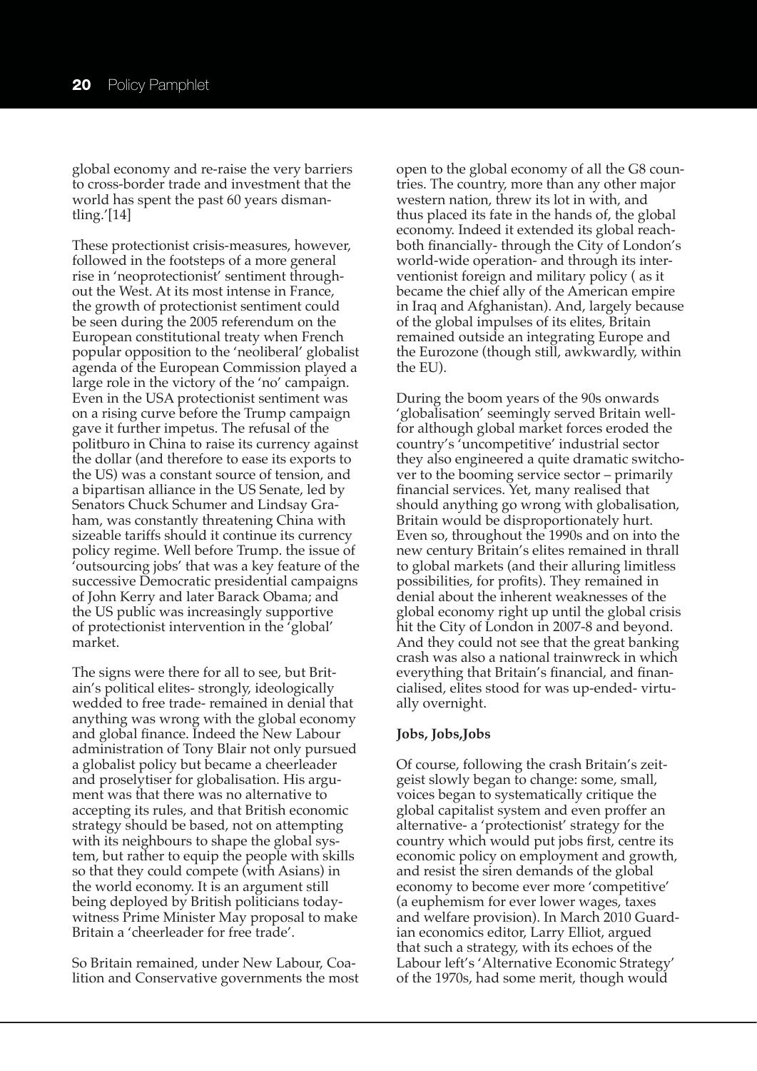global economy and re-raise the very barriers to cross-border trade and investment that the world has spent the past 60 years dismantling.'[14]

These protectionist crisis-measures, however, followed in the footsteps of a more general rise in 'neoprotectionist' sentiment throughout the West. At its most intense in France, the growth of protectionist sentiment could be seen during the 2005 referendum on the European constitutional treaty when French popular opposition to the 'neoliberal' globalist agenda of the European Commission played a large role in the victory of the 'no' campaign. Even in the USA protectionist sentiment was on a rising curve before the Trump campaign gave it further impetus. The refusal of the politburo in China to raise its currency against the dollar (and therefore to ease its exports to the US) was a constant source of tension, and a bipartisan alliance in the US Senate, led by Senators Chuck Schumer and Lindsay Graham, was constantly threatening China with sizeable tariffs should it continue its currency policy regime. Well before Trump. the issue of 'outsourcing jobs' that was a key feature of the successive Democratic presidential campaigns of John Kerry and later Barack Obama; and the US public was increasingly supportive of protectionist intervention in the 'global' market.

The signs were there for all to see, but Britain's political elites- strongly, ideologically wedded to free trade- remained in denial that anything was wrong with the global economy and global finance. Indeed the New Labour administration of Tony Blair not only pursued a globalist policy but became a cheerleader and proselytiser for globalisation. His argument was that there was no alternative to accepting its rules, and that British economic strategy should be based, not on attempting with its neighbours to shape the global system, but rather to equip the people with skills so that they could compete (with Asians) in the world economy. It is an argument still being deployed by British politicians today- witness Prime Minister May proposal to make Britain a 'cheerleader for free trade'.

So Britain remained, under New Labour, Coalition and Conservative governments the most open to the global economy of all the G8 countries. The country, more than any other major western nation, threw its lot in with, and thus placed its fate in the hands of, the global economy. Indeed it extended its global reach- both financially- through the City of London's world-wide operation- and through its interventionist foreign and military policy ( as it became the chief ally of the American empire in Iraq and Afghanistan). And, largely because of the global impulses of its elites, Britain remained outside an integrating Europe and the Eurozone (though still, awkwardly, within the EU).

During the boom years of the 90s onwards 'globalisation' seemingly served Britain well- for although global market forces eroded the country's 'uncompetitive' industrial sector they also engineered a quite dramatic switchover to the booming service sector – primarily financial services. Yet, many realised that should anything go wrong with globalisation, Britain would be disproportionately hurt. Even so, throughout the 1990s and on into the new century Britain's elites remained in thrall to global markets (and their alluring limitless possibilities, for profits). They remained in denial about the inherent weaknesses of the global economy right up until the global crisis hit the City of London in 2007-8 and beyond. And they could not see that the great banking crash was also a national trainwreck in which everything that Britain's financial, and financialised, elites stood for was up-ended- virtually overnight.

**Jobs, Jobs,Jobs**

Of course, following the crash Britain's zeitgeist slowly began to change: some, small, voices began to systematically critique the global capitalist system and even proffer an alternative- a 'protectionist' strategy for the country which would put jobs first, centre its economic policy on employment and growth, and resist the siren demands of the global economy to become ever more 'competitive' (a euphemism for ever lower wages, taxes and welfare provision). In March 2010 Guardian economics editor, Larry Elliot, argued that such a strategy, with its echoes of the Labour left's 'Alternative Economic Strategy' of the 1970s, had some merit, though would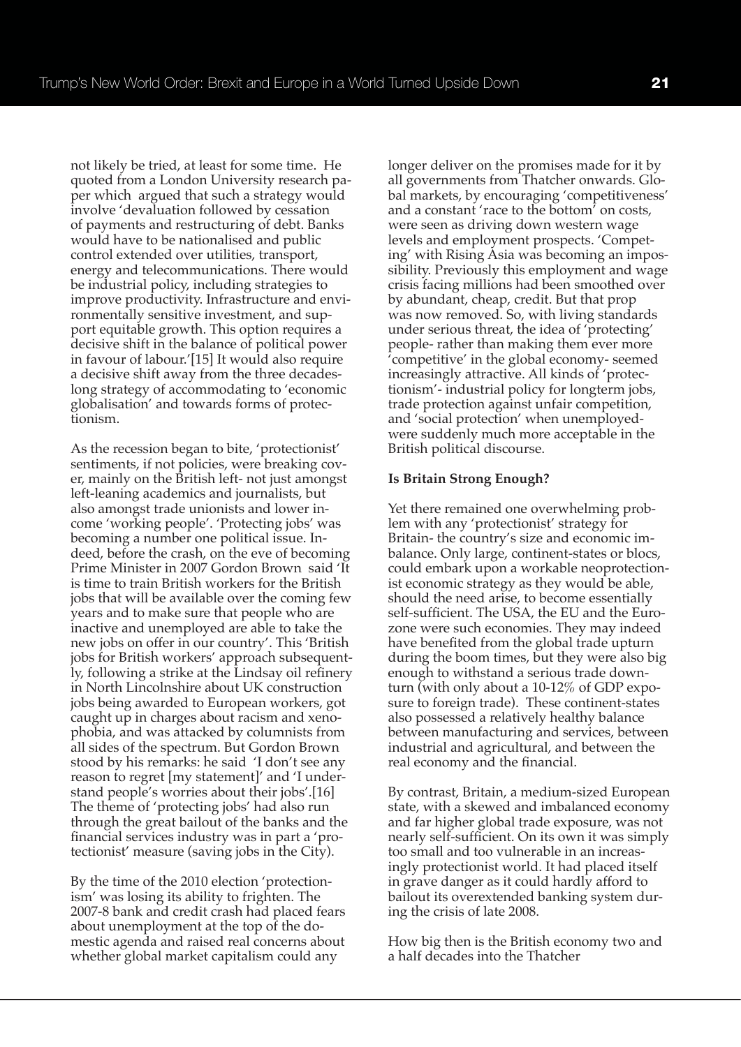not likely be tried, at least for some time. He quoted from a London University research paper which argued that such a strategy would involve 'devaluation followed by cessation of payments and restructuring of debt. Banks would have to be nationalised and public control extended over utilities, transport, energy and telecommunications. There would be industrial policy, including strategies to improve productivity. Infrastructure and environmentally sensitive investment, and support equitable growth. This option requires a decisive shift in the balance of political power in favour of labour.'[15] It would also require a decisive shift away from the three decades-long strategy of accommodating to 'economic globalisation' and towards forms of protectionism.

As the recession began to bite, 'protectionist' sentiments, if not policies, were breaking cover, mainly on the British left- not just amongst left-leaning academics and journalists, but also amongst trade unionists and lower income 'working people'. 'Protecting jobs' was becoming a number one political issue. Indeed, before the crash, on the eve of becoming Prime Minister in 2007 Gordon Brown said 'It is time to train British workers for the British jobs that will be available over the coming few years and to make sure that people who are inactive and unemployed are able to take the new jobs on offer in our country'. This 'British jobs for British workers' approach subsequently, following a strike at the Lindsay oil refinery in North Lincolnshire about UK construction jobs being awarded to European workers, got caught up in charges about racism and xenophobia, and was attacked by columnists from all sides of the spectrum. But Gordon Brown stood by his remarks: he said 'I don't see any reason to regret [my statement]' and 'I understand people's worries about their jobs'.[16] The theme of 'protecting jobs' had also run through the great bailout of the banks and the financial services industry was in part a 'protectionist' measure (saving jobs in the City).

By the time of the 2010 election 'protectionism' was losing its ability to frighten. The 2007-8 bank and credit crash had placed fears about unemployment at the top of the domestic agenda and raised real concerns about whether global market capitalism could any longer deliver on the promises made for it by all governments from Thatcher onwards. Global markets, by encouraging 'competitiveness' and a constant 'race to the bottom' on costs, were seen as driving down western wage levels and employment prospects. 'Competing' with Rising Asia was becoming an impossibility. Previously this employment and wage crisis facing millions had been smoothed over by abundant, cheap, credit. But that prop was now removed. So, with living standards under serious threat, the idea of 'protecting' people- rather than making them ever more 'competitive' in the global economy- seemed increasingly attractive. All kinds of 'protectionism'- industrial policy for longterm jobs, trade protection against unfair competition, and 'social protection' when unemployed- were suddenly much more acceptable in the British political discourse.

**Is Britain Strong Enough?**

Yet there remained one overwhelming problem with any 'protectionist' strategy for Britain- the country's size and economic imbalance. Only large, continent-states or blocs, could embark upon a workable neoprotectionist economic strategy as they would be able, should the need arise, to become essentially self-sufficient. The USA, the EU and the Eurozone were such economies. They may indeed have benefited from the global trade upturn during the boom times, but they were also big enough to withstand a serious trade downturn (with only about a 10-12% of GDP exposure to foreign trade). These continent-states also possessed a relatively healthy balance between manufacturing and services, between industrial and agricultural, and between the real economy and the financial.

By contrast, Britain, a medium-sized European state, with a skewed and imbalanced economy and far higher global trade exposure, was not nearly self-sufficient. On its own it was simply too small and too vulnerable in an increasingly protectionist world. It had placed itself in grave danger as it could hardly afford to bailout its overextended banking system during the crisis of late 2008.

How big then is the British economy two and a half decades into the Thatcher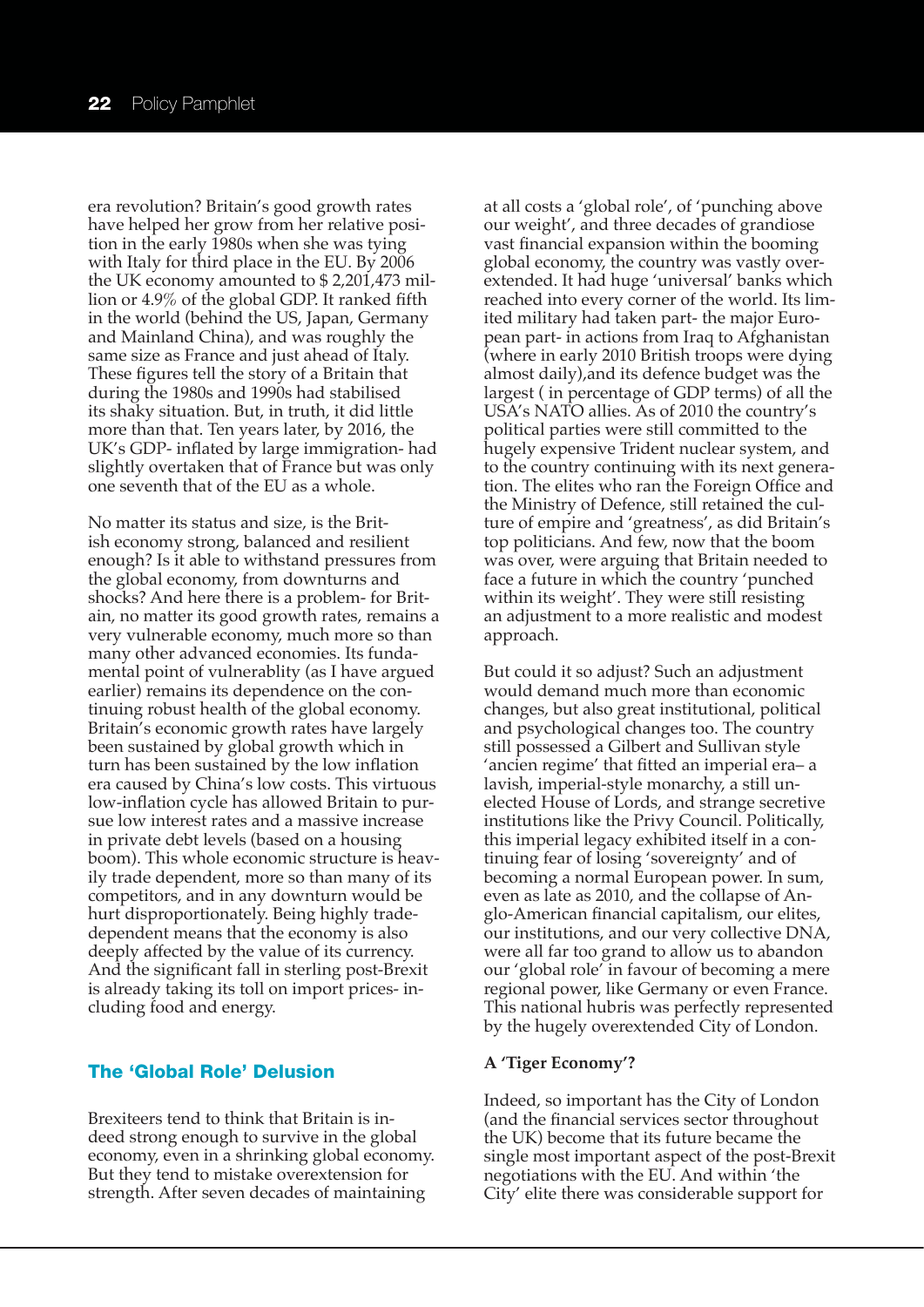era revolution? Britain's good growth rates have helped her grow from her relative position in the early 1980s when she was tying with Italy for third place in the EU. By 2006 the UK economy amounted to $ 2,201,473 million or 4.9% of the global GDP. It ranked fifth in the world (behind the US, Japan, Germany and Mainland China), and was roughly the same size as France and just ahead of Italy. These figures tell the story of a Britain that during the 1980s and 1990s had stabilised its shaky situation. But, in truth, it did little more than that. Ten years later, by 2016, the UK's GDP- inflated by large immigration- had slightly overtaken that of France but was only one seventh that of the EU as a whole.

No matter its status and size, is the British economy strong, balanced and resilient enough? Is it able to withstand pressures from the global economy, from downturns and shocks? And here there is a problem- for Britain, no matter its good growth rates, remains a very vulnerable economy, much more so than many other advanced economies. Its fundamental point of vulnerablity (as I have argued earlier) remains its dependence on the continuing robust health of the global economy. Britain's economic growth rates have largely been sustained by global growth which in turn has been sustained by the low inflation era caused by China's low costs. This virtuous low-inflation cycle has allowed Britain to pursue low interest rates and a massive increase in private debt levels (based on a housing boom). This whole economic structure is heavily trade dependent, more so than many of its competitors, and in any downturn would be hurt disproportionately. Being highly trade-dependent means that the economy is also deeply affected by the value of its currency. And the significant fall in sterling post-Brexit is already taking its toll on import prices- including food and energy.

## The 'Global Role' Delusion

Brexiteers tend to think that Britain is indeed strong enough to survive in the global economy, even in a shrinking global economy. But they tend to mistake overextension for strength. After seven decades of maintaining at all costs a 'global role', of 'punching above our weight', and three decades of grandiose vast financial expansion within the booming global economy, the country was vastly overextended. It had huge 'universal' banks which reached into every corner of the world. Its limited military had taken part- the major European part- in actions from Iraq to Afghanistan (where in early 2010 British troops were dying almost daily),and its defence budget was the largest ( in percentage of GDP terms) of all the USA's NATO allies. As of 2010 the country's political parties were still committed to the hugely expensive Trident nuclear system, and to the country continuing with its next generation. The elites who ran the Foreign Office and the Ministry of Defence, still retained the culture of empire and 'greatness', as did Britain's top politicians. And few, now that the boom was over, were arguing that Britain needed to face a future in which the country 'punched within its weight'. They were still resisting an adjustment to a more realistic and modest approach.

But could it so adjust? Such an adjustment would demand much more than economic changes, but also great institutional, political and psychological changes too. The country still possessed a Gilbert and Sullivan style 'ancien regime' that fitted an imperial era– a lavish, imperial-style monarchy, a still unelected House of Lords, and strange secretive institutions like the Privy Council. Politically, this imperial legacy exhibited itself in a continuing fear of losing 'sovereignty' and of becoming a normal European power. In sum, even as late as 2010, and the collapse of Anglo-American financial capitalism, our elites, our institutions, and our very collective DNA, were all far too grand to allow us to abandon our 'global role' in favour of becoming a mere regional power, like Germany or even France. This national hubris was perfectly represented by the hugely overextended City of London.

### A 'Tiger Economy'?

Indeed, so important has the City of London (and the financial services sector throughout the UK) become that its future became the single most important aspect of the post-Brexit negotiations with the EU. And within 'the City' elite there was considerable support for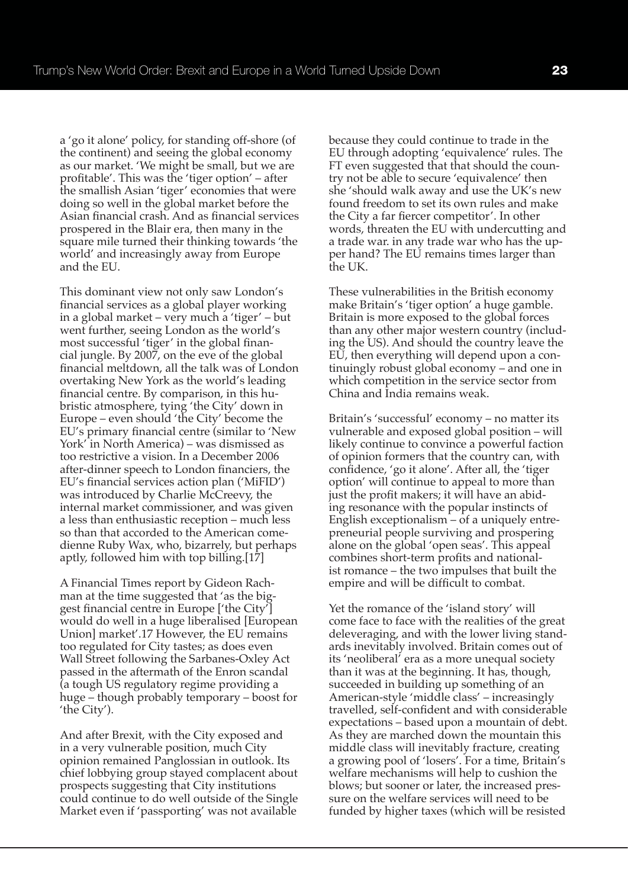a 'go it alone' policy, for standing off-shore (of the continent) and seeing the global economy as our market. 'We might be small, but we are profitable'. This was the 'tiger option' – after the smallish Asian 'tiger' economies that were doing so well in the global market before the Asian financial crash. And as financial services prospered in the Blair era, then many in the square mile turned their thinking towards 'the world' and increasingly away from Europe and the EU.

This dominant view not only saw London's financial services as a global player working in a global market – very much a 'tiger' – but went further, seeing London as the world's most successful 'tiger' in the global financial jungle. By 2007, on the eve of the global financial meltdown, all the talk was of London overtaking New York as the world's leading financial centre. By comparison, in this hubristic atmosphere, tying 'the City' down in Europe – even should 'the City' become the EU's primary financial centre (similar to 'New York' in North America) – was dismissed as too restrictive a vision. In a December 2006 after-dinner speech to London financiers, the EU's financial services action plan ('MiFID') was introduced by Charlie McCreevy, the internal market commissioner, and was given a less than enthusiastic reception – much less so than that accorded to the American comedienne Ruby Wax, who, bizarrely, but perhaps aptly, followed him with top billing.[17]

A Financial Times report by Gideon Rachman at the time suggested that 'as the biggest financial centre in Europe ['the City'] would do well in a huge liberalised [European Union] market'.17 However, the EU remains too regulated for City tastes; as does even Wall Street following the Sarbanes-Oxley Act passed in the aftermath of the Enron scandal (a tough US regulatory regime providing a huge – though probably temporary – boost for 'the City').

And after Brexit, with the City exposed and in a very vulnerable position, much City opinion remained Panglossian in outlook. Its chief lobbying group stayed complacent about prospects suggesting that City institutions could continue to do well outside of the Single Market even if 'passporting' was not available because they could continue to trade in the EU through adopting 'equivalence' rules. The FT even suggested that that should the country not be able to secure 'equivalence' then she 'should walk away and use the UK's new found freedom to set its own rules and make the City a far fiercer competitor'. In other words, threaten the EU with undercutting and a trade war. in any trade war who has the upper hand? The EU remains times larger than the UK.

These vulnerabilities in the British economy make Britain's 'tiger option' a huge gamble. Britain is more exposed to the global forces than any other major western country (including the US). And should the country leave the EU, then everything will depend upon a continuingly robust global economy – and one in which competition in the service sector from China and India remains weak.

Britain's 'successful' economy – no matter its vulnerable and exposed global position – will likely continue to convince a powerful faction of opinion formers that the country can, with confidence, 'go it alone'. After all, the 'tiger option' will continue to appeal to more than just the profit makers; it will have an abiding resonance with the popular instincts of English exceptionalism – of a uniquely entrepreneurial people surviving and prospering alone on the global 'open seas'. This appeal combines short-term profits and nationalist romance – the two impulses that built the empire and will be difficult to combat.

Yet the romance of the 'island story' will come face to face with the realities of the great deleveraging, and with the lower living standards inevitably involved. Britain comes out of its 'neoliberal' era as a more unequal society than it was at the beginning. It has, though, succeeded in building up something of an American-style 'middle class' – increasingly travelled, self-confident and with considerable expectations – based upon a mountain of debt. As they are marched down the mountain this middle class will inevitably fracture, creating a growing pool of 'losers'. For a time, Britain's welfare mechanisms will help to cushion the blows; but sooner or later, the increased pressure on the welfare services will need to be funded by higher taxes (which will be resisted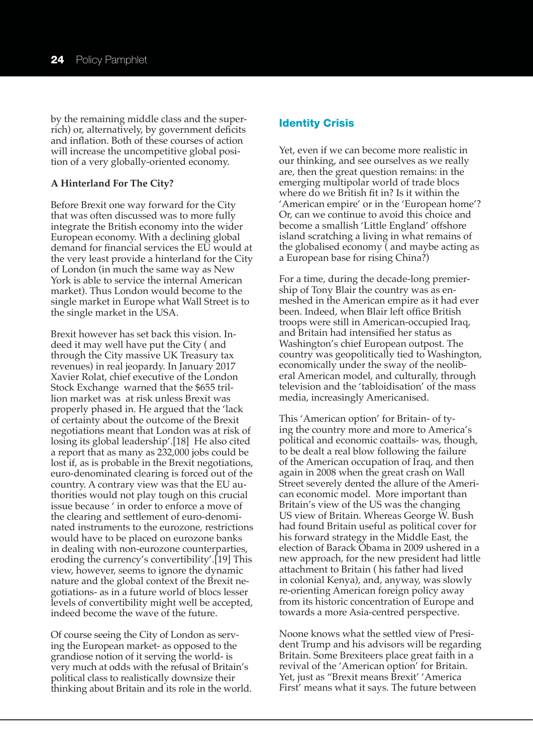by the remaining middle class and the super-rich) or, alternatively, by government deficits and inflation. Both of these courses of action will increase the uncompetitive global position of a very globally-oriented economy.

**A Hinterland For The City?**

Before Brexit one way forward for the City that was often discussed was to more fully integrate the British economy into the wider European economy. With a declining global demand for financial services the EU would at the very least provide a hinterland for the City of London (in much the same way as New York is able to service the internal American market). Thus London would become to the single market in Europe what Wall Street is to the single market in the USA.

Brexit however has set back this vision. Indeed it may well have put the City ( and through the City massive UK Treasury tax revenues) in real jeopardy. In January 2017 Xavier Rolat, chief executive of the London Stock Exchange warned that the $655 trillion market was at risk unless Brexit was properly phased in. He argued that the 'lack of certainty about the outcome of the Brexit negotiations meant that London was at risk of losing its global leadership'.[18] He also cited a report that as many as 232,000 jobs could be lost if, as is probable in the Brexit negotiations, euro-denominated clearing is forced out of the country. A contrary view was that the EU authorities would not play tough on this crucial issue because ' in order to enforce a move of the clearing and settlement of euro-denominated instruments to the eurozone, restrictions would have to be placed on eurozone banks in dealing with non-eurozone counterparties, eroding the currency's convertibility'.[19] This view, however, seems to ignore the dynamic nature and the global context of the Brexit negotiations- as in a future world of blocs lesser levels of convertibility might well be accepted, indeed become the wave of the future.

Of course seeing the City of London as serving the European market- as opposed to the grandiose notion of it serving the world- is very much at odds with the refusal of Britain's political class to realistically downsize their thinking about Britain and its role in the world.

## Identity Crisis

Yet, even if we can become more realistic in our thinking, and see ourselves as we really are, then the great question remains: in the emerging multipolar world of trade blocs where do we British fit in? Is it within the 'American empire' or in the 'European home'? Or, can we continue to avoid this choice and become a smallish 'Little England' offshore island scratching a living in what remains of the globalised economy ( and maybe acting as a European base for rising China?)

For a time, during the decade-long premiership of Tony Blair the country was as enmeshed in the American empire as it had ever been. Indeed, when Blair left office British troops were still in American-occupied Iraq, and Britain had intensified her status as Washington's chief European outpost. The country was geopolitically tied to Washington, economically under the sway of the neoliberal American model, and culturally, through television and the 'tabloidisation' of the mass media, increasingly Americanised.

This 'American option' for Britain- of tying the country more and more to America's political and economic coattails- was, though, to be dealt a real blow following the failure of the American occupation of Iraq, and then again in 2008 when the great crash on Wall Street severely dented the allure of the American economic model. More important than Britain's view of the US was the changing US view of Britain. Whereas George W. Bush had found Britain useful as political cover for his forward strategy in the Middle East, the election of Barack Obama in 2009 ushered in a new approach, for the new president had little attachment to Britain ( his father had lived in colonial Kenya), and, anyway, was slowly re-orienting American foreign policy away from its historic concentration of Europe and towards a more Asia-centred perspective.

Noone knows what the settled view of President Trump and his advisors will be regarding Britain. Some Brexiteers place great faith in a revival of the 'American option' for Britain. Yet, just as "Brexit means Brexit' 'America First' means what it says. The future between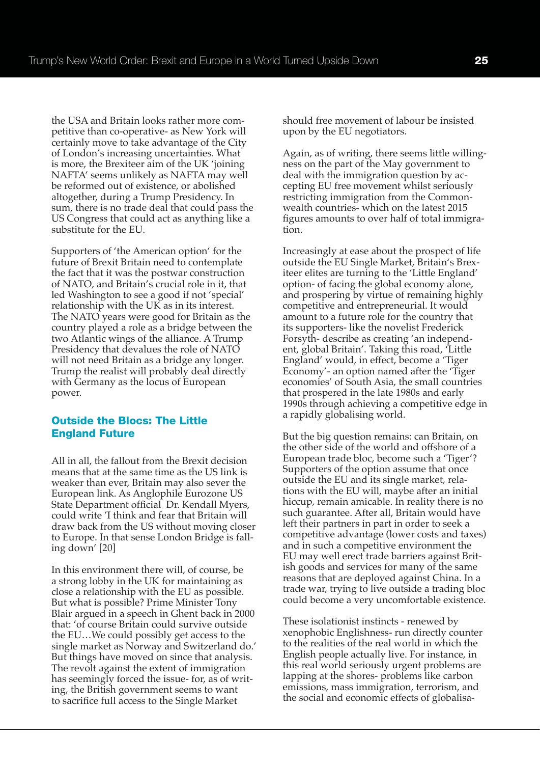the USA and Britain looks rather more competitive than co-operative- as New York will certainly move to take advantage of the City of London's increasing uncertainties. What is more, the Brexiteer aim of the UK 'joining NAFTA' seems unlikely as NAFTA may well be reformed out of existence, or abolished altogether, during a Trump Presidency. In sum, there is no trade deal that could pass the US Congress that could act as anything like a substitute for the EU.

Supporters of 'the American option' for the future of Brexit Britain need to contemplate the fact that it was the postwar construction of NATO, and Britain's crucial role in it, that led Washington to see a good if not 'special' relationship with the UK as in its interest. The NATO years were good for Britain as the country played a role as a bridge between the two Atlantic wings of the alliance. A Trump Presidency that devalues the role of NATO will not need Britain as a bridge any longer. Trump the realist will probably deal directly with Germany as the locus of European power.

## Outside the Blocs: The Little England Future

All in all, the fallout from the Brexit decision means that at the same time as the US link is weaker than ever, Britain may also sever the European link. As Anglophile Eurozone US State Department official Dr. Kendall Myers, could write 'I think and fear that Britain will draw back from the US without moving closer to Europe. In that sense London Bridge is falling down' [20]

In this environment there will, of course, be a strong lobby in the UK for maintaining as close a relationship with the EU as possible. But what is possible? Prime Minister Tony Blair argued in a speech in Ghent back in 2000 that: 'of course Britain could survive outside the EU…We could possibly get access to the single market as Norway and Switzerland do.' But things have moved on since that analysis. The revolt against the extent of immigration has seemingly forced the issue- for, as of writing, the British government seems to want to sacrifice full access to the Single Market should free movement of labour be insisted upon by the EU negotiators.

Again, as of writing, there seems little willingness on the part of the May government to deal with the immigration question by accepting EU free movement whilst seriously restricting immigration from the Commonwealth countries- which on the latest 2015 figures amounts to over half of total immigration.

Increasingly at ease about the prospect of life outside the EU Single Market, Britain's Brexiteer elites are turning to the 'Little England' option- of facing the global economy alone, and prospering by virtue of remaining highly competitive and entrepreneurial. It would amount to a future role for the country that its supporters- like the novelist Frederick Forsyth- describe as creating 'an independent, global Britain'. Taking this road, 'Little England' would, in effect, become a 'Tiger Economy'- an option named after the 'Tiger economies' of South Asia, the small countries that prospered in the late 1980s and early 1990s through achieving a competitive edge in a rapidly globalising world.

But the big question remains: can Britain, on the other side of the world and offshore of a European trade bloc, become such a 'Tiger'? Supporters of the option assume that once outside the EU and its single market, relations with the EU will, maybe after an initial hiccup, remain amicable. In reality there is no such guarantee. After all, Britain would have left their partners in part in order to seek a competitive advantage (lower costs and taxes) and in such a competitive environment the EU may well erect trade barriers against British goods and services for many of the same reasons that are deployed against China. In a trade war, trying to live outside a trading bloc could become a very uncomfortable existence.

These isolationist instincts - renewed by xenophobic Englishness- run directly counter to the realities of the real world in which the English people actually live. For instance, in this real world seriously urgent problems are lapping at the shores- problems like carbon emissions, mass immigration, terrorism, and the social and economic effects of globalisa-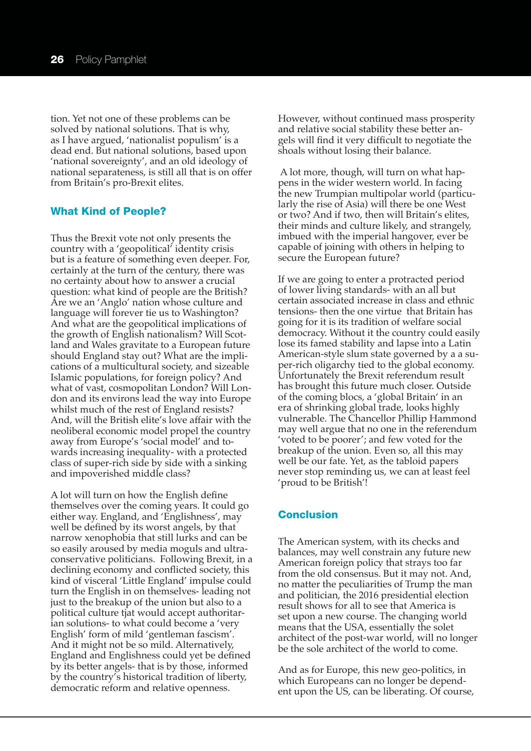tion. Yet not one of these problems can be solved by national solutions. That is why, as I have argued, 'nationalist populism' is a dead end. But national solutions, based upon 'national sovereignty', and an old ideology of national separateness, is still all that is on offer from Britain's pro-Brexit elites.

## What Kind of People?

Thus the Brexit vote not only presents the country with a 'geopolitical' identity crisis but is a feature of something even deeper. For, certainly at the turn of the century, there was no certainty about how to answer a crucial question: what kind of people are the British? Are we an 'Anglo' nation whose culture and language will forever tie us to Washington? And what are the geopolitical implications of the growth of English nationalism? Will Scotland and Wales gravitate to a European future should England stay out? What are the implications of a multicultural society, and sizeable Islamic populations, for foreign policy? And what of vast, cosmopolitan London? Will London and its environs lead the way into Europe whilst much of the rest of England resists? And, will the British elite's love affair with the neoliberal economic model propel the country away from Europe's 'social model' and towards increasing inequality- with a protected class of super-rich side by side with a sinking and impoverished middle class?

A lot will turn on how the English define themselves over the coming years. It could go either way. England, and 'Englishness', may well be defined by its worst angels, by that narrow xenophobia that still lurks and can be so easily aroused by media moguls and ultra-conservative politicians. Following Brexit, in a declining economy and conflicted society, this kind of visceral 'Little England' impulse could turn the English in on themselves- leading not just to the breakup of the union but also to a political culture tjat would accept authoritarian solutions- to what could become a 'very English' form of mild 'gentleman fascism'. And it might not be so mild. Alternatively, England and Englishness could yet be defined by its better angels- that is by those, informed by the country's historical tradition of liberty, democratic reform and relative openness. However, without continued mass prosperity and relative social stability these better angels will find it very difficult to negotiate the shoals without losing their balance.

A lot more, though, will turn on what happens in the wider western world. In facing the new Trumpian multipolar world (particularly the rise of Asia) will there be one West or two? And if two, then will Britain's elites, their minds and culture likely, and strangely, imbued with the imperial hangover, ever be capable of joining with others in helping to secure the European future?

If we are going to enter a protracted period of lower living standards- with an all but certain associated increase in class and ethnic tensions- then the one virtue that Britain has going for it is its tradition of welfare social democracy. Without it the country could easily lose its famed stability and lapse into a Latin American-style slum state governed by a a super-rich oligarchy tied to the global economy. Unfortunately the Brexit referendum result has brought this future much closer. Outside of the coming blocs, a 'global Britain' in an era of shrinking global trade, looks highly vulnerable. The Chancellor Phillip Hammond may well argue that no one in the referendum 'voted to be poorer'; and few voted for the breakup of the union. Even so, all this may well be our fate. Yet, as the tabloid papers never stop reminding us, we can at least feel 'proud to be British'!

## Conclusion

The American system, with its checks and balances, may well constrain any future new American foreign policy that strays too far from the old consensus. But it may not. And, no matter the peculiarities of Trump the man and politician, the 2016 presidential election result shows for all to see that America is set upon a new course. The changing world means that the USA, essentially the solet architect of the post-war world, will no longer be the sole architect of the world to come.

And as for Europe, this new geo-politics, in which Europeans can no longer be dependent upon the US, can be liberating. Of course,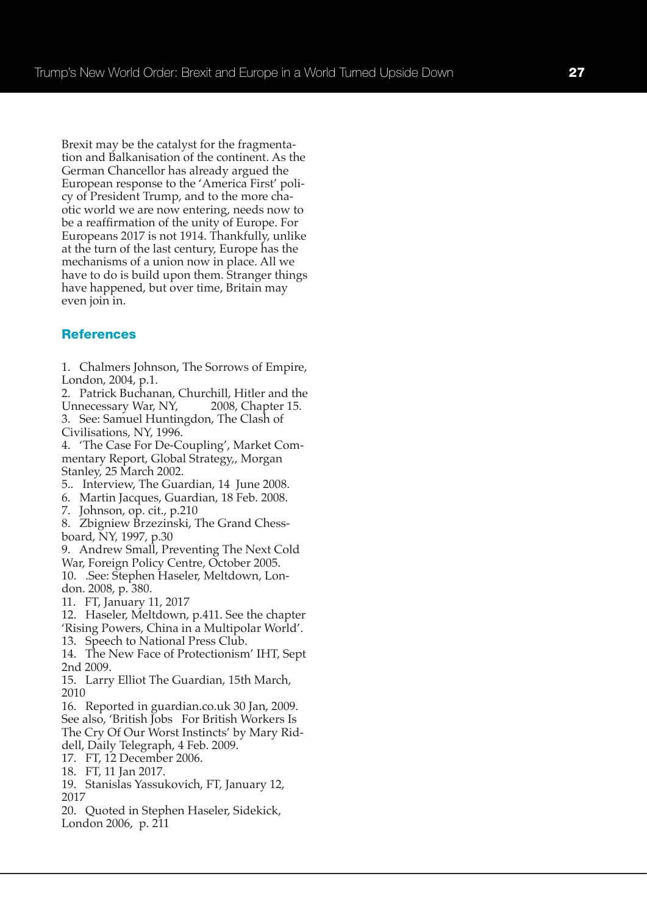Brexit may be the catalyst for the fragmentation and Balkanisation of the continent. As the German Chancellor has already argued the European response to the 'America First' policy of President Trump, and to the more chaotic world we are now entering, needs now to be a reaffirmation of the unity of Europe. For Europeans 2017 is not 1914. Thankfully, unlike at the turn of the last century, Europe has the mechanisms of a union now in place. All we have to do is build upon them. Stranger things have happened, but over time, Britain may even join in.

## References

1. Chalmers Johnson, The Sorrows of Empire, London, 2004, p.1.
2. Patrick Buchanan, Churchill, Hitler and the Unnecessary War, NY, 2008, Chapter 15.
3. See: Samuel Huntingdon, The Clash of Civilisations, NY, 1996.
4. 'The Case For De-Coupling', Market Commentary Report, Global Strategy,, Morgan Stanley, 25 March 2002.
5.. Interview, The Guardian, 14 June 2008.
6. Martin Jacques, Guardian, 18 Feb. 2008.
7. Johnson, op. cit., p.210
8. Zbigniew Brzezinski, The Grand Chessboard, NY, 1997, p.30
9. Andrew Small, Preventing The Next Cold War, Foreign Policy Centre, October 2005.
10. .See: Stephen Haseler, Meltdown, London. 2008, p. 380.
11. FT, January 11, 2017
12. Haseler, Meltdown, p.411. See the chapter 'Rising Powers, China in a Multipolar World'.
13. Speech to National Press Club.
14. The New Face of Protectionism' IHT, Sept 2nd 2009.
15. Larry Elliot The Guardian, 15th March, 2010
16. Reported in guardian.co.uk 30 Jan, 2009. See also, 'British Jobs For British Workers Is The Cry Of Our Worst Instincts' by Mary Riddell, Daily Telegraph, 4 Feb. 2009.
17. FT, 12 December 2006.
18. FT, 11 Jan 2017.
19. Stanislas Yassukovich, FT, January 12, 2017
20. Quoted in Stephen Haseler, Sidekick, London 2006, p. 211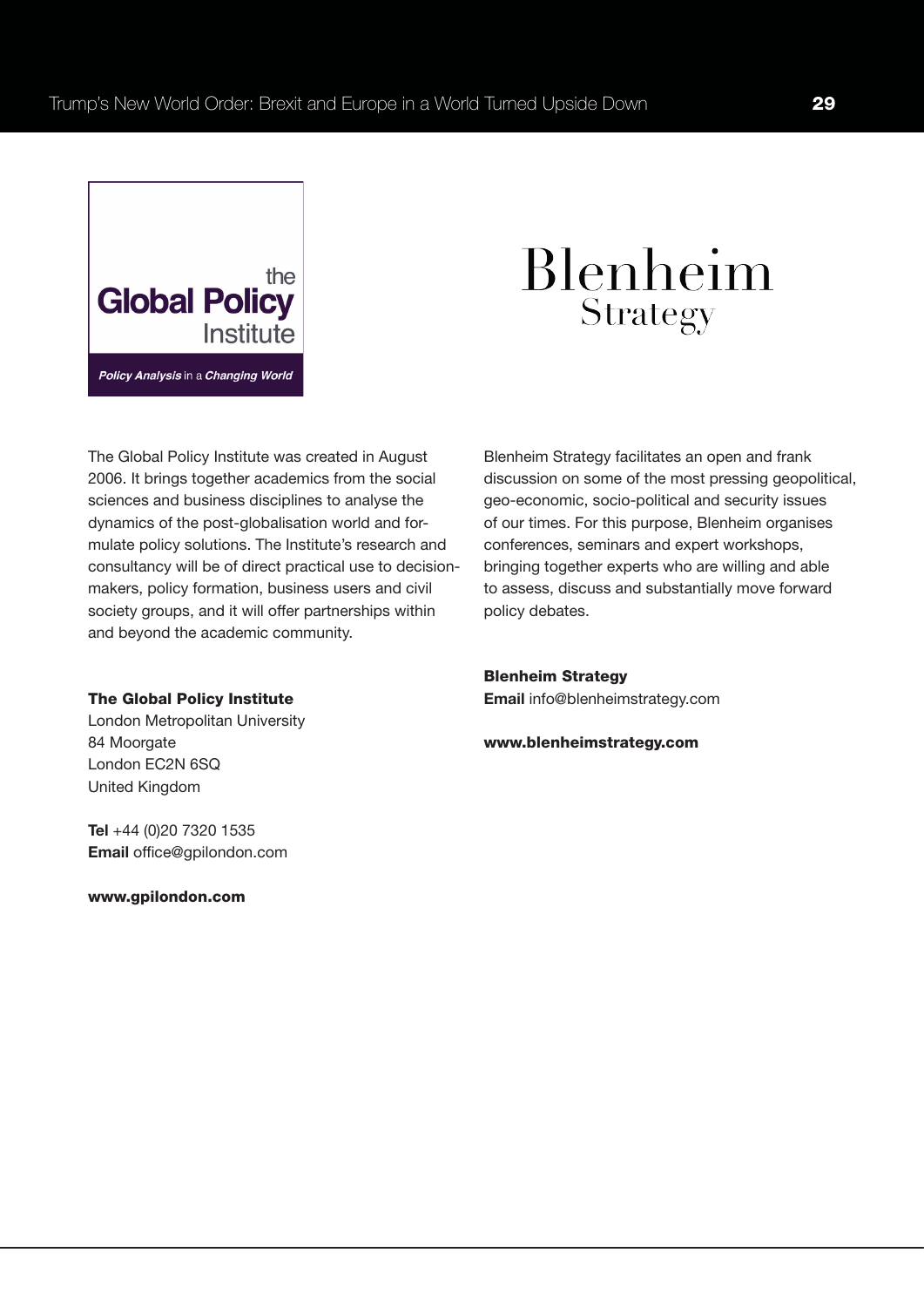the **Global Policy** Institute

***Policy Analysis** in a **Changing World***

The Global Policy Institute was created in August 2006. It brings together academics from the social sciences and business disciplines to analyse the dynamics of the post-globalisation world and formulate policy solutions. The Institute's research and consultancy will be of direct practical use to decision-makers, policy formation, business users and civil society groups, and it will offer partnerships within and beyond the academic community.

**The Global Policy Institute**
London Metropolitan University
84 Moorgate
London EC2N 6SQ
United Kingdom

**Tel** +44 (0)20 7320 1535
**Email** office@gpilondon.com

**www.gpilondon.com**

Blenheim Strategy

Blenheim Strategy facilitates an open and frank discussion on some of the most pressing geopolitical, geo-economic, socio-political and security issues of our times. For this purpose, Blenheim organises conferences, seminars and expert workshops, bringing together experts who are willing and able to assess, discuss and substantially move forward policy debates.

**Blenheim Strategy**
**Email** info@blenheimstrategy.com

**www.blenheimstrategy.com**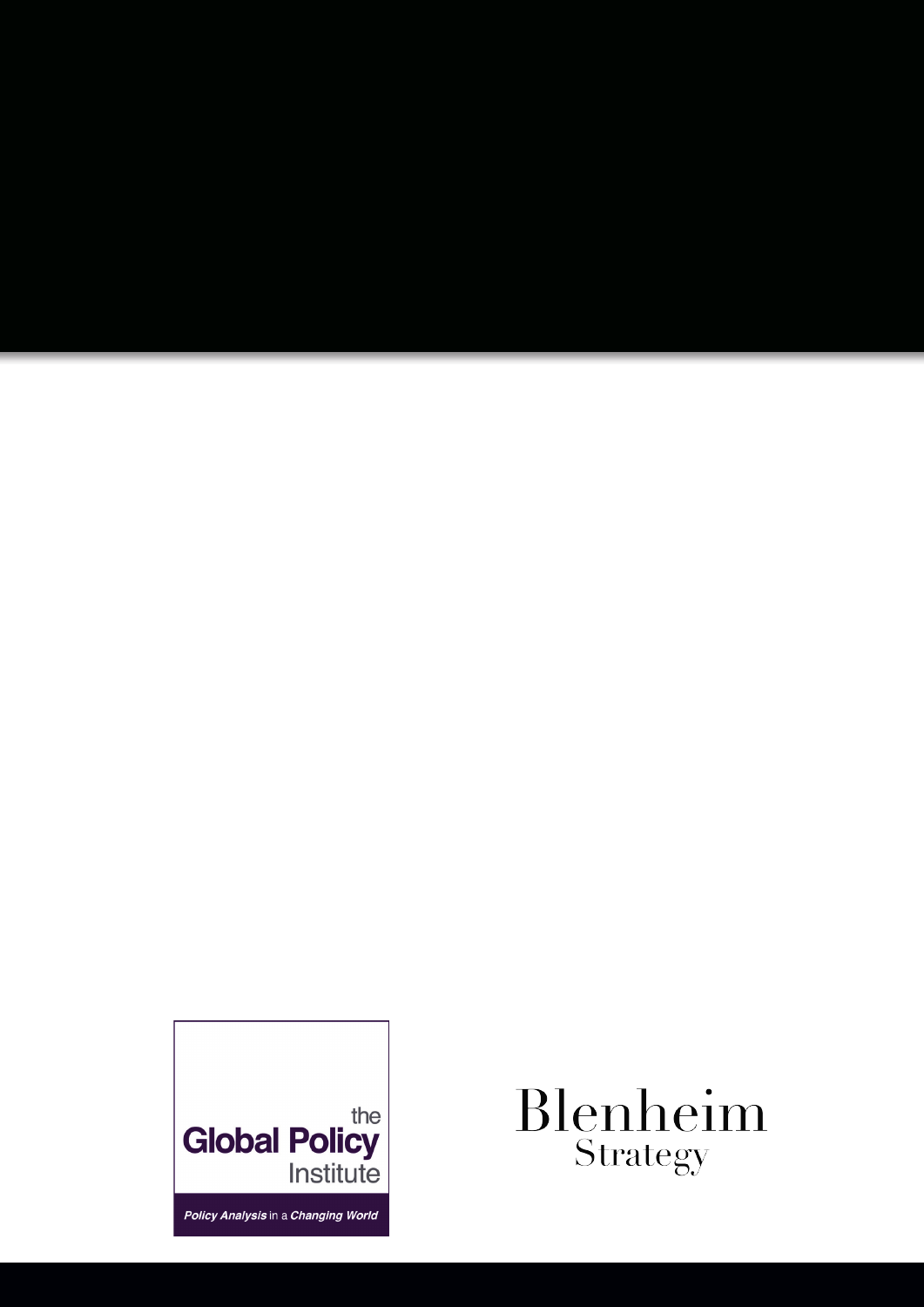the
Global Policy
Institute

*Policy Analysis* in a *Changing World*

Blenheim
Strategy